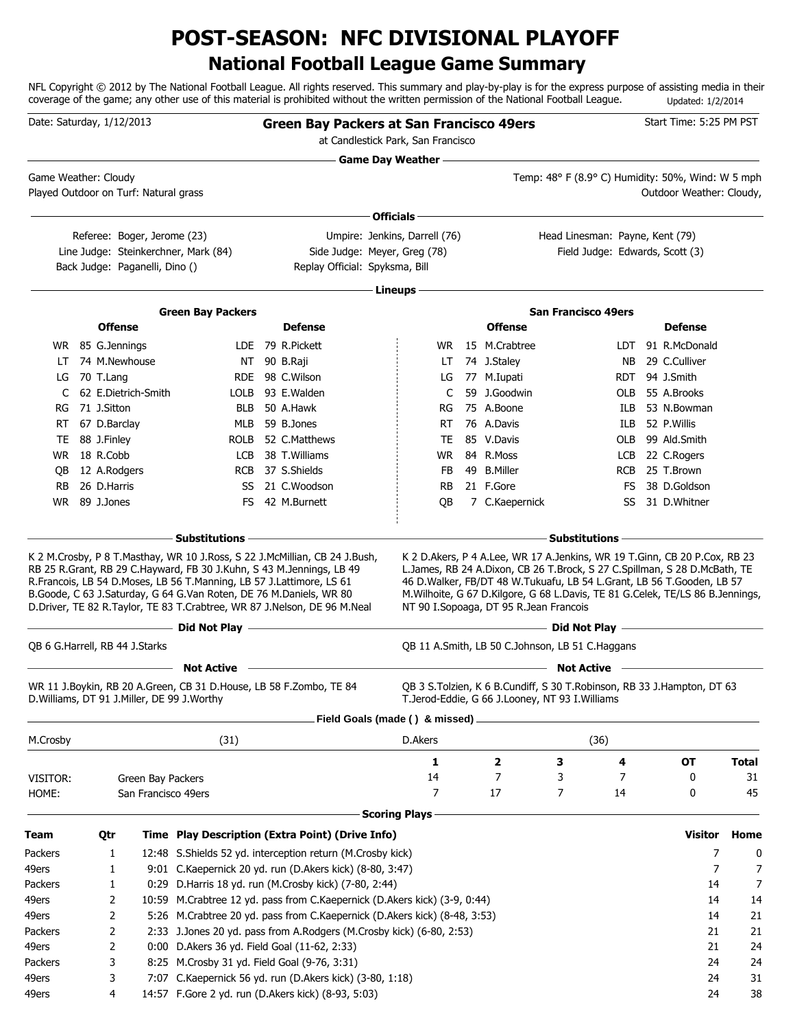# POST-SEASON: NFC DIVISIONAL PLAYOFF

## National Football League Game Summary

NFL Copyright © 2012 by The National Football League. All rights reserved. This summary and play-by-play is for the express purpose of assisting media in their coverage of the game; any other use of this material is prohibited without the written permission of the National Football League. Updated: 1/2/2014

Date: Saturday, 1/12/2013 — **Green Bay Packers at San Francisco 49ers** — Start Time: 5:25 PM PST

at Candlestick Park, San Francisco

### Game Day Weather

Game Weather: Cloudy

Temp: 48° F (8.9° C) Humidity: 50%, Wind: W 5 mph

Played Outdoor on Turf: Natural grass

Outdoor Weather: Cloudy,

### Officials

Referee: Boger, Jerome (23)
Umpire: Jenkins, Darrell (76)
Head Linesman: Payne, Kent (79)
Line Judge: Steinkerchner, Mark (84)
Side Judge: Meyer, Greg (78)
Field Judge: Edwards, Scott (3)
Back Judge: Paganelli, Dino ()
Replay Official: Spyksma, Bill

### Lineups

**Green Bay Packers**

| Offense | | | Defense | | |
|---|---|---|---|---|---|
| WR | 85 | G.Jennings | LDE | 79 | R.Pickett |
| LT | 74 | M.Newhouse | NT | 90 | B.Raji |
| LG | 70 | T.Lang | RDE | 98 | C.Wilson |
| C | 62 | E.Dietrich-Smith | LOLB | 93 | E.Walden |
| RG | 71 | J.Sitton | BLB | 50 | A.Hawk |
| RT | 67 | D.Barclay | MLB | 59 | B.Jones |
| TE | 88 | J.Finley | ROLB | 52 | C.Matthews |
| WR | 18 | R.Cobb | LCB | 38 | T.Williams |
| QB | 12 | A.Rodgers | RCB | 37 | S.Shields |
| RB | 26 | D.Harris | SS | 21 | C.Woodson |
| WR | 89 | J.Jones | FS | 42 | M.Burnett |

**San Francisco 49ers**

| Offense | | | Defense | | |
|---|---|---|---|---|---|
| WR | 15 | M.Crabtree | LDT | 91 | R.McDonald |
| LT | 74 | J.Staley | NB | 29 | C.Culliver |
| LG | 77 | M.Iupati | RDT | 94 | J.Smith |
| C | 59 | J.Goodwin | OLB | 55 | A.Brooks |
| RG | 75 | A.Boone | ILB | 53 | N.Bowman |
| RT | 76 | A.Davis | ILB | 52 | P.Willis |
| TE | 85 | V.Davis | OLB | 99 | Ald.Smith |
| WR | 84 | R.Moss | LCB | 22 | C.Rogers |
| FB | 49 | B.Miller | RCB | 25 | T.Brown |
| RB | 21 | F.Gore | FS | 38 | D.Goldson |
| QB | 7 | C.Kaepernick | SS | 31 | D.Whitner |

### Substitutions

**Green Bay Packers:** K 2 M.Crosby, P 8 T.Masthay, WR 10 J.Ross, S 22 J.McMillian, CB 24 J.Bush, RB 25 R.Grant, RB 29 C.Hayward, FB 30 J.Kuhn, S 43 M.Jennings, LB 49 R.Francois, LB 54 D.Moses, LB 56 T.Manning, LB 57 J.Lattimore, LS 61 B.Goode, C 63 J.Saturday, G 64 G.Van Roten, DE 76 M.Daniels, WR 80 D.Driver, TE 82 R.Taylor, TE 83 T.Crabtree, WR 87 J.Nelson, DE 96 M.Neal

**San Francisco 49ers:** K 2 D.Akers, P 4 A.Lee, WR 17 A.Jenkins, WR 19 T.Ginn, CB 20 P.Cox, RB 23 L.James, RB 24 A.Dixon, CB 26 T.Brock, S 27 C.Spillman, S 28 D.McBath, TE 46 D.Walker, FB/DT 48 W.Tukuafu, LB 54 L.Grant, LB 56 T.Gooden, LB 57 M.Wilhoite, G 67 D.Kilgore, G 68 L.Davis, TE 81 G.Celek, TE/LS 86 B.Jennings, NT 90 I.Sopoaga, DT 95 R.Jean Francois

### Did Not Play

**Green Bay Packers:** QB 6 G.Harrell, RB 44 J.Starks

**San Francisco 49ers:** QB 11 A.Smith, LB 50 C.Johnson, LB 51 C.Haggans

### Not Active

**Green Bay Packers:** WR 11 J.Boykin, RB 20 A.Green, CB 31 D.House, LB 58 F.Zombo, TE 84 D.Williams, DT 91 J.Miller, DE 99 J.Worthy

**San Francisco 49ers:** QB 3 S.Tolzien, K 6 B.Cundiff, S 30 T.Robinson, RB 33 J.Hampton, DT 63 T.Jerod-Eddie, G 66 J.Looney, NT 93 I.Williams

### Field Goals (made ( ) & missed)

| M.Crosby | (31) | D.Akers | (36) |
|---|---|---|---|

| | | 1 | 2 | 3 | 4 | OT | Total |
|---|---|---|---|---|---|---|---|
| VISITOR: | Green Bay Packers | 14 | 7 | 3 | 7 | 0 | 31 |
| HOME: | San Francisco 49ers | 7 | 17 | 7 | 14 | 0 | 45 |

### Scoring Plays

| Team | Qtr | Time | Play Description (Extra Point) (Drive Info) | Visitor | Home |
|---|---|---|---|---|---|
| Packers | 1 | 12:48 | S.Shields 52 yd. interception return (M.Crosby kick) | 7 | 0 |
| 49ers | 1 | 9:01 | C.Kaepernick 20 yd. run (D.Akers kick) (8-80, 3:47) | 7 | 7 |
| Packers | 1 | 0:29 | D.Harris 18 yd. run (M.Crosby kick) (7-80, 2:44) | 14 | 7 |
| 49ers | 2 | 10:59 | M.Crabtree 12 yd. pass from C.Kaepernick (D.Akers kick) (3-9, 0:44) | 14 | 14 |
| 49ers | 2 | 5:26 | M.Crabtree 20 yd. pass from C.Kaepernick (D.Akers kick) (8-48, 3:53) | 14 | 21 |
| Packers | 2 | 2:33 | J.Jones 20 yd. pass from A.Rodgers (M.Crosby kick) (6-80, 2:53) | 21 | 21 |
| 49ers | 2 | 0:00 | D.Akers 36 yd. Field Goal (11-62, 2:33) | 21 | 24 |
| Packers | 3 | 8:25 | M.Crosby 31 yd. Field Goal (9-76, 3:31) | 24 | 24 |
| 49ers | 3 | 7:07 | C.Kaepernick 56 yd. run (D.Akers kick) (3-80, 1:18) | 24 | 31 |
| 49ers | 4 | 14:57 | F.Gore 2 yd. run (D.Akers kick) (8-93, 5:03) | 24 | 38 |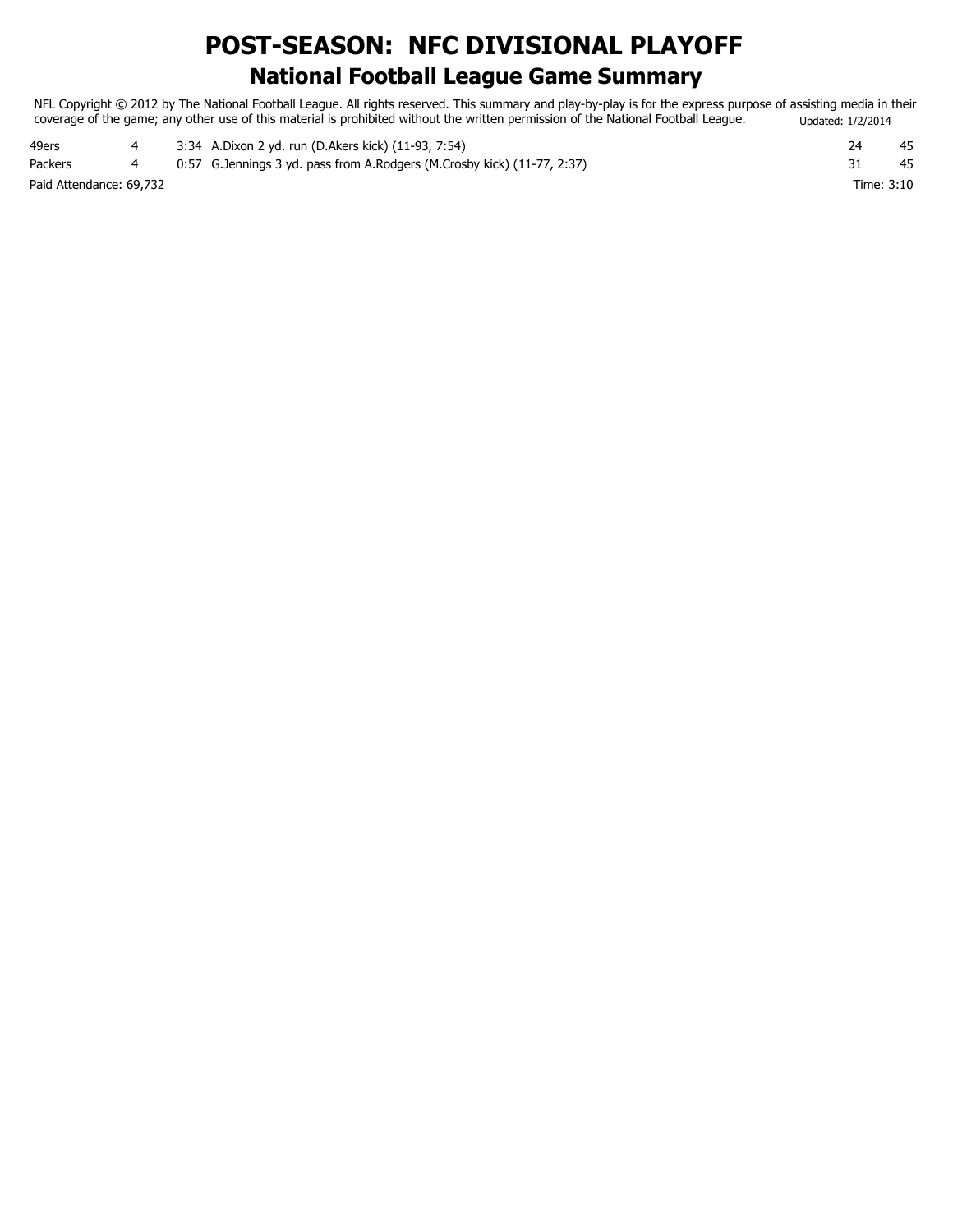# POST-SEASON: NFC DIVISIONAL PLAYOFF

## National Football League Game Summary

NFL Copyright © 2012 by The National Football League. All rights reserved. This summary and play-by-play is for the express purpose of assisting media in their coverage of the game; any other use of this material is prohibited without the written permission of the National Football League. Updated: 1/2/2014

| | | | | |
|---|---|---|---|---|
| 49ers | 4 | 3:34 A.Dixon 2 yd. run (D.Akers kick) (11-93, 7:54) | 24 | 45 |
| Packers | 4 | 0:57 G.Jennings 3 yd. pass from A.Rodgers (M.Crosby kick) (11-77, 2:37) | 31 | 45 |

Paid Attendance: 69,732

Time: 3:10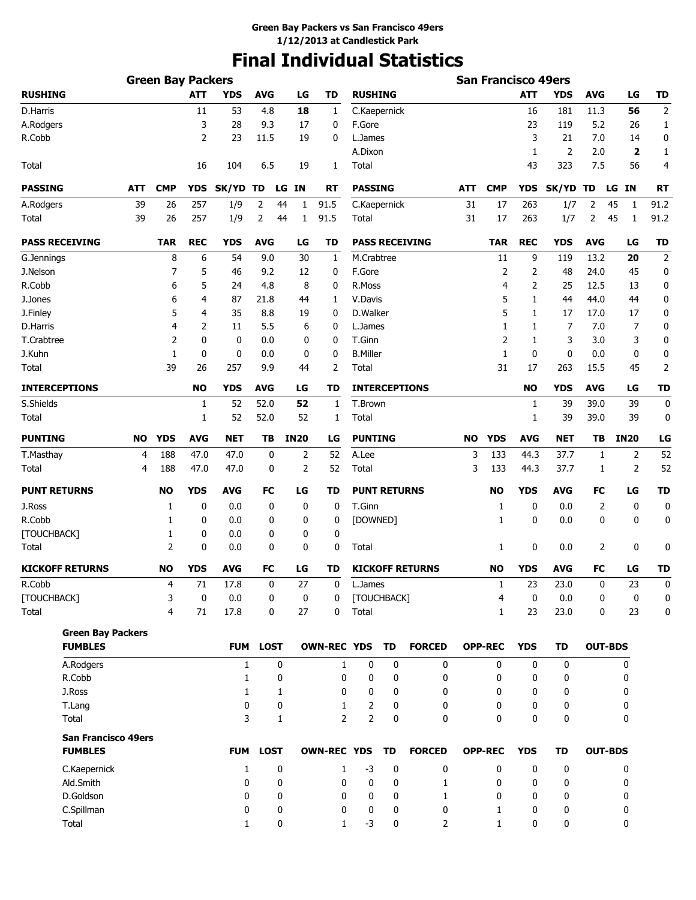**Green Bay Packers vs San Francisco 49ers**
**1/12/2013 at Candlestick Park**

# Final Individual Statistics

## Green Bay Packers

| RUSHING | ATT | YDS | AVG | LG | TD |
|---|---|---|---|---|---|
| D.Harris | 11 | 53 | 4.8 | **18** | 1 |
| A.Rodgers | 3 | 28 | 9.3 | 17 | 0 |
| R.Cobb | 2 | 23 | 11.5 | 19 | 0 |
| Total | 16 | 104 | 6.5 | 19 | 1 |

| PASSING | ATT | CMP | YDS | SK/YD | TD | LG | IN | RT |
|---|---|---|---|---|---|---|---|---|
| A.Rodgers | 39 | 26 | 257 | 1/9 | 2 | 44 | 1 | 91.5 |
| Total | 39 | 26 | 257 | 1/9 | 2 | 44 | 1 | 91.5 |

| PASS RECEIVING | TAR | REC | YDS | AVG | LG | TD |
|---|---|---|---|---|---|---|
| G.Jennings | 8 | 6 | 54 | 9.0 | 30 | 1 |
| J.Nelson | 7 | 5 | 46 | 9.2 | 12 | 0 |
| R.Cobb | 6 | 5 | 24 | 4.8 | 8 | 0 |
| J.Jones | 6 | 4 | 87 | 21.8 | 44 | 1 |
| J.Finley | 5 | 4 | 35 | 8.8 | 19 | 0 |
| D.Harris | 4 | 2 | 11 | 5.5 | 6 | 0 |
| T.Crabtree | 2 | 0 | 0 | 0.0 | 0 | 0 |
| J.Kuhn | 1 | 0 | 0 | 0.0 | 0 | 0 |
| Total | 39 | 26 | 257 | 9.9 | 44 | 2 |

| INTERCEPTIONS | NO | YDS | AVG | LG | TD |
|---|---|---|---|---|---|
| S.Shields | 1 | 52 | 52.0 | **52** | 1 |
| Total | 1 | 52 | 52.0 | 52 | 1 |

| PUNTING | NO | YDS | AVG | NET | TB | IN20 | LG |
|---|---|---|---|---|---|---|---|
| T.Masthay | 4 | 188 | 47.0 | 47.0 | 0 | 2 | 52 |
| Total | 4 | 188 | 47.0 | 47.0 | 0 | 2 | 52 |

| PUNT RETURNS | NO | YDS | AVG | FC | LG | TD |
|---|---|---|---|---|---|---|
| J.Ross | 1 | 0 | 0.0 | 0 | 0 | 0 |
| R.Cobb | 1 | 0 | 0.0 | 0 | 0 | 0 |
| [TOUCHBACK] | 1 | 0 | 0.0 | 0 | 0 | 0 |
| Total | 2 | 0 | 0.0 | 0 | 0 | 0 |

| KICKOFF RETURNS | NO | YDS | AVG | FC | LG | TD |
|---|---|---|---|---|---|---|
| R.Cobb | 4 | 71 | 17.8 | 0 | 27 | 0 |
| [TOUCHBACK] | 3 | 0 | 0.0 | 0 | 0 | 0 |
| Total | 4 | 71 | 17.8 | 0 | 27 | 0 |

## San Francisco 49ers

| RUSHING | ATT | YDS | AVG | LG | TD |
|---|---|---|---|---|---|
| C.Kaepernick | 16 | 181 | 11.3 | **56** | 2 |
| F.Gore | 23 | 119 | 5.2 | 26 | 1 |
| L.James | 3 | 21 | 7.0 | 14 | 0 |
| A.Dixon | 1 | 2 | 2.0 | **2** | 1 |
| Total | 43 | 323 | 7.5 | 56 | 4 |

| PASSING | ATT | CMP | YDS | SK/YD | TD | LG | IN | RT |
|---|---|---|---|---|---|---|---|---|
| C.Kaepernick | 31 | 17 | 263 | 1/7 | 2 | 45 | 1 | 91.2 |
| Total | 31 | 17 | 263 | 1/7 | 2 | 45 | 1 | 91.2 |

| PASS RECEIVING | TAR | REC | YDS | AVG | LG | TD |
|---|---|---|---|---|---|---|
| M.Crabtree | 11 | 9 | 119 | 13.2 | **20** | 2 |
| F.Gore | 2 | 2 | 48 | 24.0 | 45 | 0 |
| R.Moss | 4 | 2 | 25 | 12.5 | 13 | 0 |
| V.Davis | 5 | 1 | 44 | 44.0 | 44 | 0 |
| D.Walker | 5 | 1 | 17 | 17.0 | 17 | 0 |
| L.James | 1 | 1 | 7 | 7.0 | 7 | 0 |
| T.Ginn | 2 | 1 | 3 | 3.0 | 3 | 0 |
| B.Miller | 1 | 0 | 0 | 0.0 | 0 | 0 |
| Total | 31 | 17 | 263 | 15.5 | 45 | 2 |

| INTERCEPTIONS | NO | YDS | AVG | LG | TD |
|---|---|---|---|---|---|
| T.Brown | 1 | 39 | 39.0 | 39 | 0 |
| Total | 1 | 39 | 39.0 | 39 | 0 |

| PUNTING | NO | YDS | AVG | NET | TB | IN20 | LG |
|---|---|---|---|---|---|---|---|
| A.Lee | 3 | 133 | 44.3 | 37.7 | 1 | 2 | 52 |
| Total | 3 | 133 | 44.3 | 37.7 | 1 | 2 | 52 |

| PUNT RETURNS | NO | YDS | AVG | FC | LG | TD |
|---|---|---|---|---|---|---|
| T.Ginn | 1 | 0 | 0.0 | 2 | 0 | 0 |
| [DOWNED] | 1 | 0 | 0.0 | 0 | 0 | 0 |
| Total | 1 | 0 | 0.0 | 2 | 0 | 0 |

| KICKOFF RETURNS | NO | YDS | AVG | FC | LG | TD |
|---|---|---|---|---|---|---|
| L.James | 1 | 23 | 23.0 | 0 | 23 | 0 |
| [TOUCHBACK] | 4 | 0 | 0.0 | 0 | 0 | 0 |
| Total | 1 | 23 | 23.0 | 0 | 23 | 0 |

## Green Bay Packers

| FUMBLES | FUM | LOST | OWN-REC | YDS | TD | FORCED | OPP-REC | YDS | TD | OUT-BDS |
|---|---|---|---|---|---|---|---|---|---|---|
| A.Rodgers | 1 | 0 | 1 | 0 | 0 | 0 | 0 | 0 | 0 | 0 |
| R.Cobb | 1 | 0 | 0 | 0 | 0 | 0 | 0 | 0 | 0 | 0 |
| J.Ross | 1 | 1 | 0 | 0 | 0 | 0 | 0 | 0 | 0 | 0 |
| T.Lang | 0 | 0 | 1 | 2 | 0 | 0 | 0 | 0 | 0 | 0 |
| Total | 3 | 1 | 2 | 2 | 0 | 0 | 0 | 0 | 0 | 0 |

## San Francisco 49ers

| FUMBLES | FUM | LOST | OWN-REC | YDS | TD | FORCED | OPP-REC | YDS | TD | OUT-BDS |
|---|---|---|---|---|---|---|---|---|---|---|
| C.Kaepernick | 1 | 0 | 1 | -3 | 0 | 0 | 0 | 0 | 0 | 0 |
| Ald.Smith | 0 | 0 | 0 | 0 | 0 | 1 | 0 | 0 | 0 | 0 |
| D.Goldson | 0 | 0 | 0 | 0 | 0 | 1 | 0 | 0 | 0 | 0 |
| C.Spillman | 0 | 0 | 0 | 0 | 0 | 0 | 1 | 0 | 0 | 0 |
| Total | 1 | 0 | 1 | -3 | 0 | 2 | 1 | 0 | 0 | 0 |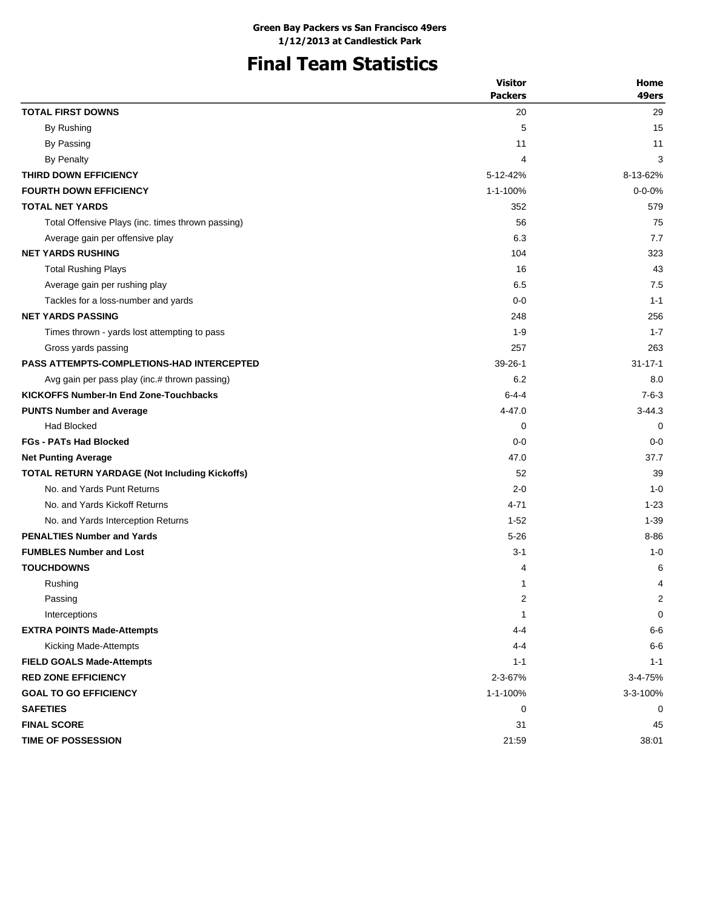**Green Bay Packers vs San Francisco 49ers**
**1/12/2013 at Candlestick Park**

# Final Team Statistics

| | Visitor Packers | Home 49ers |
|---|---|---|
| **TOTAL FIRST DOWNS** | 20 | 29 |
| By Rushing | 5 | 15 |
| By Passing | 11 | 11 |
| By Penalty | 4 | 3 |
| **THIRD DOWN EFFICIENCY** | 5-12-42% | 8-13-62% |
| **FOURTH DOWN EFFICIENCY** | 1-1-100% | 0-0-0% |
| **TOTAL NET YARDS** | 352 | 579 |
| Total Offensive Plays (inc. times thrown passing) | 56 | 75 |
| Average gain per offensive play | 6.3 | 7.7 |
| **NET YARDS RUSHING** | 104 | 323 |
| Total Rushing Plays | 16 | 43 |
| Average gain per rushing play | 6.5 | 7.5 |
| Tackles for a loss-number and yards | 0-0 | 1-1 |
| **NET YARDS PASSING** | 248 | 256 |
| Times thrown - yards lost attempting to pass | 1-9 | 1-7 |
| Gross yards passing | 257 | 263 |
| **PASS ATTEMPTS-COMPLETIONS-HAD INTERCEPTED** | 39-26-1 | 31-17-1 |
| Avg gain per pass play (inc.# thrown passing) | 6.2 | 8.0 |
| **KICKOFFS Number-In End Zone-Touchbacks** | 6-4-4 | 7-6-3 |
| **PUNTS Number and Average** | 4-47.0 | 3-44.3 |
| Had Blocked | 0 | 0 |
| **FGs - PATs Had Blocked** | 0-0 | 0-0 |
| **Net Punting Average** | 47.0 | 37.7 |
| **TOTAL RETURN YARDAGE (Not Including Kickoffs)** | 52 | 39 |
| No. and Yards Punt Returns | 2-0 | 1-0 |
| No. and Yards Kickoff Returns | 4-71 | 1-23 |
| No. and Yards Interception Returns | 1-52 | 1-39 |
| **PENALTIES Number and Yards** | 5-26 | 8-86 |
| **FUMBLES Number and Lost** | 3-1 | 1-0 |
| **TOUCHDOWNS** | 4 | 6 |
| Rushing | 1 | 4 |
| Passing | 2 | 2 |
| Interceptions | 1 | 0 |
| **EXTRA POINTS Made-Attempts** | 4-4 | 6-6 |
| Kicking Made-Attempts | 4-4 | 6-6 |
| **FIELD GOALS Made-Attempts** | 1-1 | 1-1 |
| **RED ZONE EFFICIENCY** | 2-3-67% | 3-4-75% |
| **GOAL TO GO EFFICIENCY** | 1-1-100% | 3-3-100% |
| **SAFETIES** | 0 | 0 |
| **FINAL SCORE** | 31 | 45 |
| **TIME OF POSSESSION** | 21:59 | 38:01 |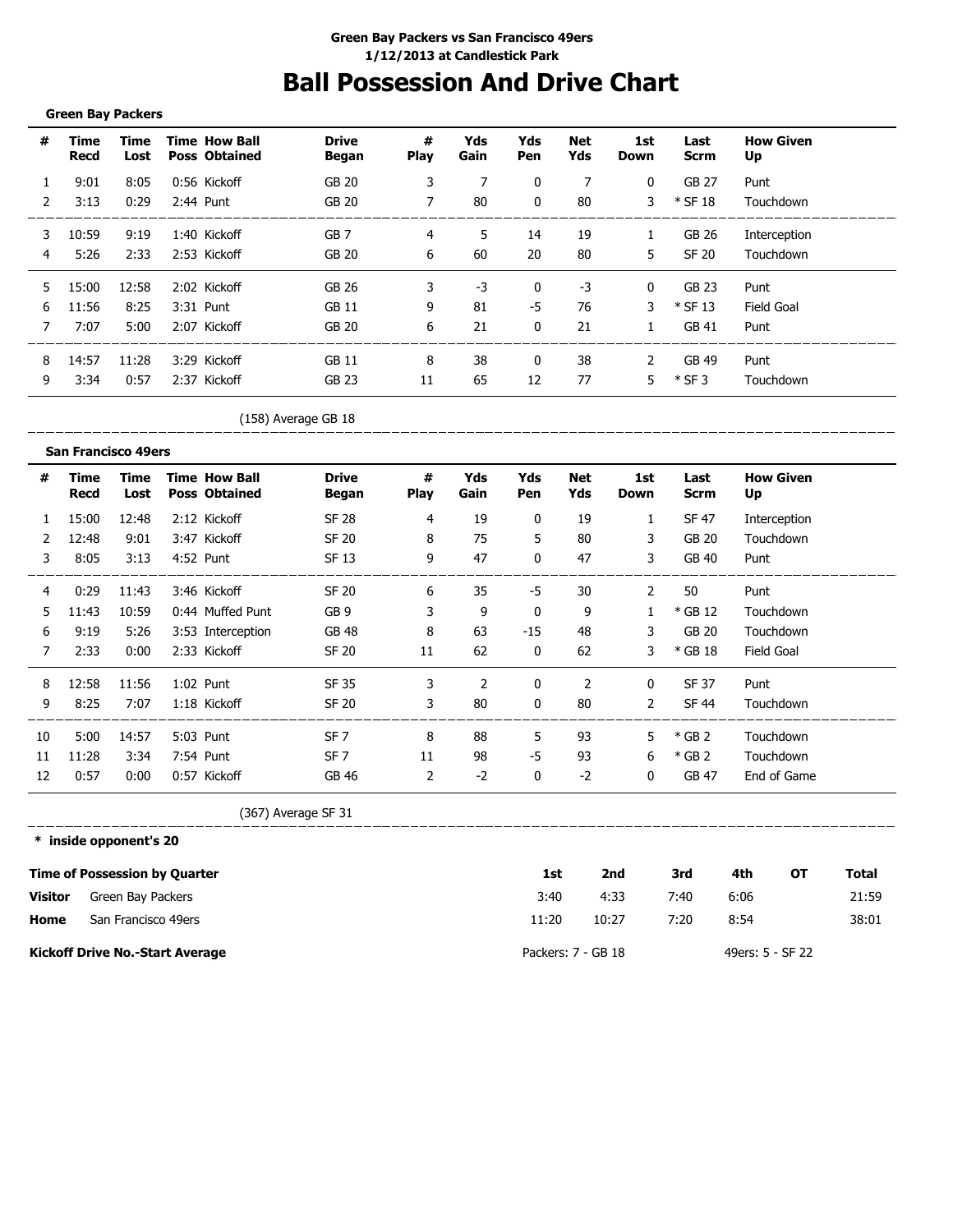**Green Bay Packers vs San Francisco 49ers**
**1/12/2013 at Candlestick Park**

# Ball Possession And Drive Chart

**Green Bay Packers**

| # | Time Recd | Time Lost | Time Poss | How Ball Obtained | Drive Began | # Play | Yds Gain | Yds Pen | Net Yds | 1st Down | Last Scrm | How Given Up |
|---|---|---|---|---|---|---|---|---|---|---|---|---|
| 1 | 9:01 | 8:05 | 0:56 | Kickoff | GB 20 | 3 | 7 | 0 | 7 | 0 | GB 27 | Punt |
| 2 | 3:13 | 0:29 | 2:44 | Punt | GB 20 | 7 | 80 | 0 | 80 | 3 | * SF 18 | Touchdown |
| 3 | 10:59 | 9:19 | 1:40 | Kickoff | GB 7 | 4 | 5 | 14 | 19 | 1 | GB 26 | Interception |
| 4 | 5:26 | 2:33 | 2:53 | Kickoff | GB 20 | 6 | 60 | 20 | 80 | 5 | SF 20 | Touchdown |
| 5 | 15:00 | 12:58 | 2:02 | Kickoff | GB 26 | 3 | -3 | 0 | -3 | 0 | GB 23 | Punt |
| 6 | 11:56 | 8:25 | 3:31 | Punt | GB 11 | 9 | 81 | -5 | 76 | 3 | * SF 13 | Field Goal |
| 7 | 7:07 | 5:00 | 2:07 | Kickoff | GB 20 | 6 | 21 | 0 | 21 | 1 | GB 41 | Punt |
| 8 | 14:57 | 11:28 | 3:29 | Kickoff | GB 11 | 8 | 38 | 0 | 38 | 2 | GB 49 | Punt |
| 9 | 3:34 | 0:57 | 2:37 | Kickoff | GB 23 | 11 | 65 | 12 | 77 | 5 | * SF 3 | Touchdown |

(158) Average GB 18

**San Francisco 49ers**

| # | Time Recd | Time Lost | Time Poss | How Ball Obtained | Drive Began | # Play | Yds Gain | Yds Pen | Net Yds | 1st Down | Last Scrm | How Given Up |
|---|---|---|---|---|---|---|---|---|---|---|---|---|
| 1 | 15:00 | 12:48 | 2:12 | Kickoff | SF 28 | 4 | 19 | 0 | 19 | 1 | SF 47 | Interception |
| 2 | 12:48 | 9:01 | 3:47 | Kickoff | SF 20 | 8 | 75 | 5 | 80 | 3 | GB 20 | Touchdown |
| 3 | 8:05 | 3:13 | 4:52 | Punt | SF 13 | 9 | 47 | 0 | 47 | 3 | GB 40 | Punt |
| 4 | 0:29 | 11:43 | 3:46 | Kickoff | SF 20 | 6 | 35 | -5 | 30 | 2 | 50 | Punt |
| 5 | 11:43 | 10:59 | 0:44 | Muffed Punt | GB 9 | 3 | 9 | 0 | 9 | 1 | * GB 12 | Touchdown |
| 6 | 9:19 | 5:26 | 3:53 | Interception | GB 48 | 8 | 63 | -15 | 48 | 3 | GB 20 | Touchdown |
| 7 | 2:33 | 0:00 | 2:33 | Kickoff | SF 20 | 11 | 62 | 0 | 62 | 3 | * GB 18 | Field Goal |
| 8 | 12:58 | 11:56 | 1:02 | Punt | SF 35 | 3 | 2 | 0 | 2 | 0 | SF 37 | Punt |
| 9 | 8:25 | 7:07 | 1:18 | Kickoff | SF 20 | 3 | 80 | 0 | 80 | 2 | SF 44 | Touchdown |
| 10 | 5:00 | 14:57 | 5:03 | Punt | SF 7 | 8 | 88 | 5 | 93 | 5 | * GB 2 | Touchdown |
| 11 | 11:28 | 3:34 | 7:54 | Punt | SF 7 | 11 | 98 | -5 | 93 | 6 | * GB 2 | Touchdown |
| 12 | 0:57 | 0:00 | 0:57 | Kickoff | GB 46 | 2 | -2 | 0 | -2 | 0 | GB 47 | End of Game |

(367) Average SF 31

**\* inside opponent's 20**

| Time of Possession by Quarter | | 1st | 2nd | 3rd | 4th | OT | Total |
|---|---|---|---|---|---|---|---|
| **Visitor** | Green Bay Packers | 3:40 | 4:33 | 7:40 | 6:06 | | 21:59 |
| **Home** | San Francisco 49ers | 11:20 | 10:27 | 7:20 | 8:54 | | 38:01 |

**Kickoff Drive No.-Start Average** Packers: 7 - GB 18 49ers: 5 - SF 22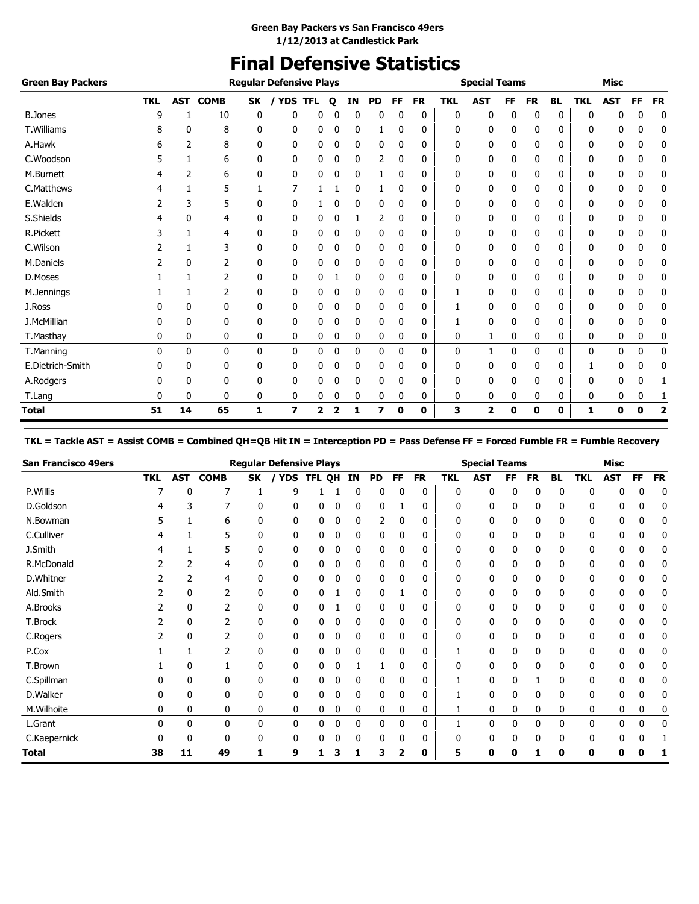**Green Bay Packers vs San Francisco 49ers**
**1/12/2013 at Candlestick Park**

# Final Defensive Statistics

| Green Bay Packers | Regular Defensive Plays | | | | | | | | | | | Special Teams | | | | | Misc | | | |
|---|---|---|---|---|---|---|---|---|---|---|---|---|---|---|---|---|---|---|---|---|
| | TKL | AST | COMB | SK | / YDS | TFL | Q | IN | PD | FF | FR | TKL | AST | FF | FR | BL | TKL | AST | FF | FR |
| B.Jones | 9 | 1 | 10 | 0 | 0 | 0 | 0 | 0 | 0 | 0 | 0 | 0 | 0 | 0 | 0 | 0 | 0 | 0 | 0 | 0 |
| T.Williams | 8 | 0 | 8 | 0 | 0 | 0 | 0 | 0 | 1 | 0 | 0 | 0 | 0 | 0 | 0 | 0 | 0 | 0 | 0 | 0 |
| A.Hawk | 6 | 2 | 8 | 0 | 0 | 0 | 0 | 0 | 0 | 0 | 0 | 0 | 0 | 0 | 0 | 0 | 0 | 0 | 0 | 0 |
| C.Woodson | 5 | 1 | 6 | 0 | 0 | 0 | 0 | 0 | 2 | 0 | 0 | 0 | 0 | 0 | 0 | 0 | 0 | 0 | 0 | 0 |
| M.Burnett | 4 | 2 | 6 | 0 | 0 | 0 | 0 | 0 | 1 | 0 | 0 | 0 | 0 | 0 | 0 | 0 | 0 | 0 | 0 | 0 |
| C.Matthews | 4 | 1 | 5 | 1 | 7 | 1 | 1 | 0 | 1 | 0 | 0 | 0 | 0 | 0 | 0 | 0 | 0 | 0 | 0 | 0 |
| E.Walden | 2 | 3 | 5 | 0 | 0 | 1 | 0 | 0 | 0 | 0 | 0 | 0 | 0 | 0 | 0 | 0 | 0 | 0 | 0 | 0 |
| S.Shields | 4 | 0 | 4 | 0 | 0 | 0 | 0 | 1 | 2 | 0 | 0 | 0 | 0 | 0 | 0 | 0 | 0 | 0 | 0 | 0 |
| R.Pickett | 3 | 1 | 4 | 0 | 0 | 0 | 0 | 0 | 0 | 0 | 0 | 0 | 0 | 0 | 0 | 0 | 0 | 0 | 0 | 0 |
| C.Wilson | 2 | 1 | 3 | 0 | 0 | 0 | 0 | 0 | 0 | 0 | 0 | 0 | 0 | 0 | 0 | 0 | 0 | 0 | 0 | 0 |
| M.Daniels | 2 | 0 | 2 | 0 | 0 | 0 | 0 | 0 | 0 | 0 | 0 | 0 | 0 | 0 | 0 | 0 | 0 | 0 | 0 | 0 |
| D.Moses | 1 | 1 | 2 | 0 | 0 | 0 | 1 | 0 | 0 | 0 | 0 | 0 | 0 | 0 | 0 | 0 | 0 | 0 | 0 | 0 |
| M.Jennings | 1 | 1 | 2 | 0 | 0 | 0 | 0 | 0 | 0 | 0 | 0 | 1 | 0 | 0 | 0 | 0 | 0 | 0 | 0 | 0 |
| J.Ross | 0 | 0 | 0 | 0 | 0 | 0 | 0 | 0 | 0 | 0 | 0 | 1 | 0 | 0 | 0 | 0 | 0 | 0 | 0 | 0 |
| J.McMillian | 0 | 0 | 0 | 0 | 0 | 0 | 0 | 0 | 0 | 0 | 0 | 1 | 0 | 0 | 0 | 0 | 0 | 0 | 0 | 0 |
| T.Masthay | 0 | 0 | 0 | 0 | 0 | 0 | 0 | 0 | 0 | 0 | 0 | 0 | 1 | 0 | 0 | 0 | 0 | 0 | 0 | 0 |
| T.Manning | 0 | 0 | 0 | 0 | 0 | 0 | 0 | 0 | 0 | 0 | 0 | 0 | 1 | 0 | 0 | 0 | 0 | 0 | 0 | 0 |
| E.Dietrich-Smith | 0 | 0 | 0 | 0 | 0 | 0 | 0 | 0 | 0 | 0 | 0 | 0 | 0 | 0 | 0 | 0 | 1 | 0 | 0 | 0 |
| A.Rodgers | 0 | 0 | 0 | 0 | 0 | 0 | 0 | 0 | 0 | 0 | 0 | 0 | 0 | 0 | 0 | 0 | 0 | 0 | 0 | 1 |
| T.Lang | 0 | 0 | 0 | 0 | 0 | 0 | 0 | 0 | 0 | 0 | 0 | 0 | 0 | 0 | 0 | 0 | 0 | 0 | 0 | 1 |
| **Total** | **51** | **14** | **65** | **1** | **7** | **2** | **2** | **1** | **7** | **0** | **0** | **3** | **2** | **0** | **0** | **0** | **1** | **0** | **0** | **2** |

**TKL = Tackle AST = Assist COMB = Combined QH=QB Hit IN = Interception PD = Pass Defense FF = Forced Fumble FR = Fumble Recovery**

| San Francisco 49ers | Regular Defensive Plays | | | | | | | | | | | Special Teams | | | | | Misc | | | |
|---|---|---|---|---|---|---|---|---|---|---|---|---|---|---|---|---|---|---|---|---|
| | TKL | AST | COMB | SK | / YDS | TFL | QH | IN | PD | FF | FR | TKL | AST | FF | FR | BL | TKL | AST | FF | FR |
| P.Willis | 7 | 0 | 7 | 1 | 9 | 1 | 1 | 0 | 0 | 0 | 0 | 0 | 0 | 0 | 0 | 0 | 0 | 0 | 0 | 0 |
| D.Goldson | 4 | 3 | 7 | 0 | 0 | 0 | 0 | 0 | 0 | 1 | 0 | 0 | 0 | 0 | 0 | 0 | 0 | 0 | 0 | 0 |
| N.Bowman | 5 | 1 | 6 | 0 | 0 | 0 | 0 | 0 | 2 | 0 | 0 | 0 | 0 | 0 | 0 | 0 | 0 | 0 | 0 | 0 |
| C.Culliver | 4 | 1 | 5 | 0 | 0 | 0 | 0 | 0 | 0 | 0 | 0 | 0 | 0 | 0 | 0 | 0 | 0 | 0 | 0 | 0 |
| J.Smith | 4 | 1 | 5 | 0 | 0 | 0 | 0 | 0 | 0 | 0 | 0 | 0 | 0 | 0 | 0 | 0 | 0 | 0 | 0 | 0 |
| R.McDonald | 2 | 2 | 4 | 0 | 0 | 0 | 0 | 0 | 0 | 0 | 0 | 0 | 0 | 0 | 0 | 0 | 0 | 0 | 0 | 0 |
| D.Whitner | 2 | 2 | 4 | 0 | 0 | 0 | 0 | 0 | 0 | 0 | 0 | 0 | 0 | 0 | 0 | 0 | 0 | 0 | 0 | 0 |
| Ald.Smith | 2 | 0 | 2 | 0 | 0 | 0 | 1 | 0 | 0 | 1 | 0 | 0 | 0 | 0 | 0 | 0 | 0 | 0 | 0 | 0 |
| A.Brooks | 2 | 0 | 2 | 0 | 0 | 0 | 1 | 0 | 0 | 0 | 0 | 0 | 0 | 0 | 0 | 0 | 0 | 0 | 0 | 0 |
| T.Brock | 2 | 0 | 2 | 0 | 0 | 0 | 0 | 0 | 0 | 0 | 0 | 0 | 0 | 0 | 0 | 0 | 0 | 0 | 0 | 0 |
| C.Rogers | 2 | 0 | 2 | 0 | 0 | 0 | 0 | 0 | 0 | 0 | 0 | 0 | 0 | 0 | 0 | 0 | 0 | 0 | 0 | 0 |
| P.Cox | 1 | 1 | 2 | 0 | 0 | 0 | 0 | 0 | 0 | 0 | 0 | 1 | 0 | 0 | 0 | 0 | 0 | 0 | 0 | 0 |
| T.Brown | 1 | 0 | 1 | 0 | 0 | 0 | 0 | 1 | 1 | 0 | 0 | 0 | 0 | 0 | 0 | 0 | 0 | 0 | 0 | 0 |
| C.Spillman | 0 | 0 | 0 | 0 | 0 | 0 | 0 | 0 | 0 | 0 | 0 | 1 | 0 | 0 | 1 | 0 | 0 | 0 | 0 | 0 |
| D.Walker | 0 | 0 | 0 | 0 | 0 | 0 | 0 | 0 | 0 | 0 | 0 | 1 | 0 | 0 | 0 | 0 | 0 | 0 | 0 | 0 |
| M.Wilhoite | 0 | 0 | 0 | 0 | 0 | 0 | 0 | 0 | 0 | 0 | 0 | 1 | 0 | 0 | 0 | 0 | 0 | 0 | 0 | 0 |
| L.Grant | 0 | 0 | 0 | 0 | 0 | 0 | 0 | 0 | 0 | 0 | 0 | 1 | 0 | 0 | 0 | 0 | 0 | 0 | 0 | 0 |
| C.Kaepernick | 0 | 0 | 0 | 0 | 0 | 0 | 0 | 0 | 0 | 0 | 0 | 0 | 0 | 0 | 0 | 0 | 0 | 0 | 0 | 1 |
| **Total** | **38** | **11** | **49** | **1** | **9** | **1** | **3** | **1** | **3** | **2** | **0** | **5** | **0** | **0** | **1** | **0** | **0** | **0** | **0** | **1** |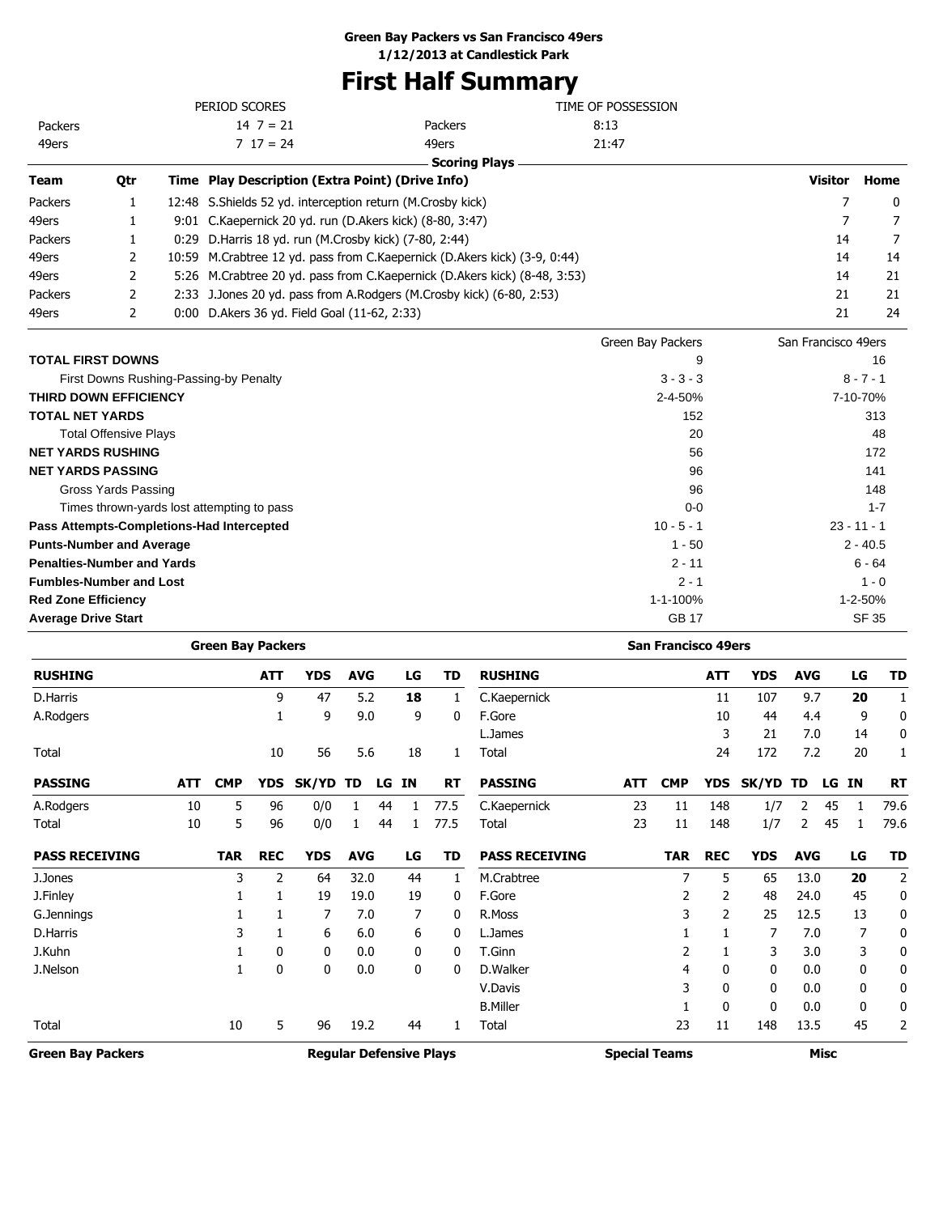**Green Bay Packers vs San Francisco 49ers**
**1/12/2013 at Candlestick Park**

# First Half Summary

| PERIOD SCORES | | TIME OF POSSESSION | |
|---|---|---|---|
| Packers | 14 7 = 21 | Packers | 8:13 |
| 49ers | 7 17 = 24 | 49ers | 21:47 |

**Scoring Plays**

| Team | Qtr | Time | Play Description (Extra Point) (Drive Info) | Visitor | Home |
|---|---|---|---|---|---|
| Packers | 1 | 12:48 | S.Shields 52 yd. interception return (M.Crosby kick) | 7 | 0 |
| 49ers | 1 | 9:01 | C.Kaepernick 20 yd. run (D.Akers kick) (8-80, 3:47) | 7 | 7 |
| Packers | 1 | 0:29 | D.Harris 18 yd. run (M.Crosby kick) (7-80, 2:44) | 14 | 7 |
| 49ers | 2 | 10:59 | M.Crabtree 12 yd. pass from C.Kaepernick (D.Akers kick) (3-9, 0:44) | 14 | 14 |
| 49ers | 2 | 5:26 | M.Crabtree 20 yd. pass from C.Kaepernick (D.Akers kick) (8-48, 3:53) | 14 | 21 |
| Packers | 2 | 2:33 | J.Jones 20 yd. pass from A.Rodgers (M.Crosby kick) (6-80, 2:53) | 21 | 21 |
| 49ers | 2 | 0:00 | D.Akers 36 yd. Field Goal (11-62, 2:33) | 21 | 24 |

| | Green Bay Packers | San Francisco 49ers |
|---|---|---|
| **TOTAL FIRST DOWNS** | 9 | 16 |
| First Downs Rushing-Passing-by Penalty | 3 - 3 - 3 | 8 - 7 - 1 |
| **THIRD DOWN EFFICIENCY** | 2-4-50% | 7-10-70% |
| **TOTAL NET YARDS** | 152 | 313 |
| Total Offensive Plays | 20 | 48 |
| **NET YARDS RUSHING** | 56 | 172 |
| **NET YARDS PASSING** | 96 | 141 |
| Gross Yards Passing | 96 | 148 |
| Times thrown-yards lost attempting to pass | 0-0 | 1-7 |
| **Pass Attempts-Completions-Had Intercepted** | 10 - 5 - 1 | 23 - 11 - 1 |
| **Punts-Number and Average** | 1 - 50 | 2 - 40.5 |
| **Penalties-Number and Yards** | 2 - 11 | 6 - 64 |
| **Fumbles-Number and Lost** | 2 - 1 | 1 - 0 |
| **Red Zone Efficiency** | 1-1-100% | 1-2-50% |
| **Average Drive Start** | GB 17 | SF 35 |

**Green Bay Packers**

| RUSHING | ATT | YDS | AVG | LG | TD |
|---|---|---|---|---|---|
| D.Harris | 9 | 47 | 5.2 | **18** | 1 |
| A.Rodgers | 1 | 9 | 9.0 | 9 | 0 |
| Total | 10 | 56 | 5.6 | 18 | 1 |

| PASSING | ATT | CMP | YDS | SK/YD | TD | LG | IN | RT |
|---|---|---|---|---|---|---|---|---|
| A.Rodgers | 10 | 5 | 96 | 0/0 | 1 | 44 | 1 | 77.5 |
| Total | 10 | 5 | 96 | 0/0 | 1 | 44 | 1 | 77.5 |

| PASS RECEIVING | TAR | REC | YDS | AVG | LG | TD |
|---|---|---|---|---|---|---|
| J.Jones | 3 | 2 | 64 | 32.0 | 44 | 1 |
| J.Finley | 1 | 1 | 19 | 19.0 | 19 | 0 |
| G.Jennings | 1 | 1 | 7 | 7.0 | 7 | 0 |
| D.Harris | 3 | 1 | 6 | 6.0 | 6 | 0 |
| J.Kuhn | 1 | 0 | 0 | 0.0 | 0 | 0 |
| J.Nelson | 1 | 0 | 0 | 0.0 | 0 | 0 |
| Total | 10 | 5 | 96 | 19.2 | 44 | 1 |

**San Francisco 49ers**

| RUSHING | ATT | YDS | AVG | LG | TD |
|---|---|---|---|---|---|
| C.Kaepernick | 11 | 107 | 9.7 | **20** | 1 |
| F.Gore | 10 | 44 | 4.4 | 9 | 0 |
| L.James | 3 | 21 | 7.0 | 14 | 0 |
| Total | 24 | 172 | 7.2 | 20 | 1 |

| PASSING | ATT | CMP | YDS | SK/YD | TD | LG | IN | RT |
|---|---|---|---|---|---|---|---|---|
| C.Kaepernick | 23 | 11 | 148 | 1/7 | 2 | 45 | 1 | 79.6 |
| Total | 23 | 11 | 148 | 1/7 | 2 | 45 | 1 | 79.6 |

| PASS RECEIVING | TAR | REC | YDS | AVG | LG | TD |
|---|---|---|---|---|---|---|
| M.Crabtree | 7 | 5 | 65 | 13.0 | **20** | 2 |
| F.Gore | 2 | 2 | 48 | 24.0 | 45 | 0 |
| R.Moss | 3 | 2 | 25 | 12.5 | 13 | 0 |
| L.James | 1 | 1 | 7 | 7.0 | 7 | 0 |
| T.Ginn | 2 | 1 | 3 | 3.0 | 3 | 0 |
| D.Walker | 4 | 0 | 0 | 0.0 | 0 | 0 |
| V.Davis | 3 | 0 | 0 | 0.0 | 0 | 0 |
| B.Miller | 1 | 0 | 0 | 0.0 | 0 | 0 |
| Total | 23 | 11 | 148 | 13.5 | 45 | 2 |

| Green Bay Packers | Regular Defensive Plays | Special Teams | Misc |
|---|---|---|---|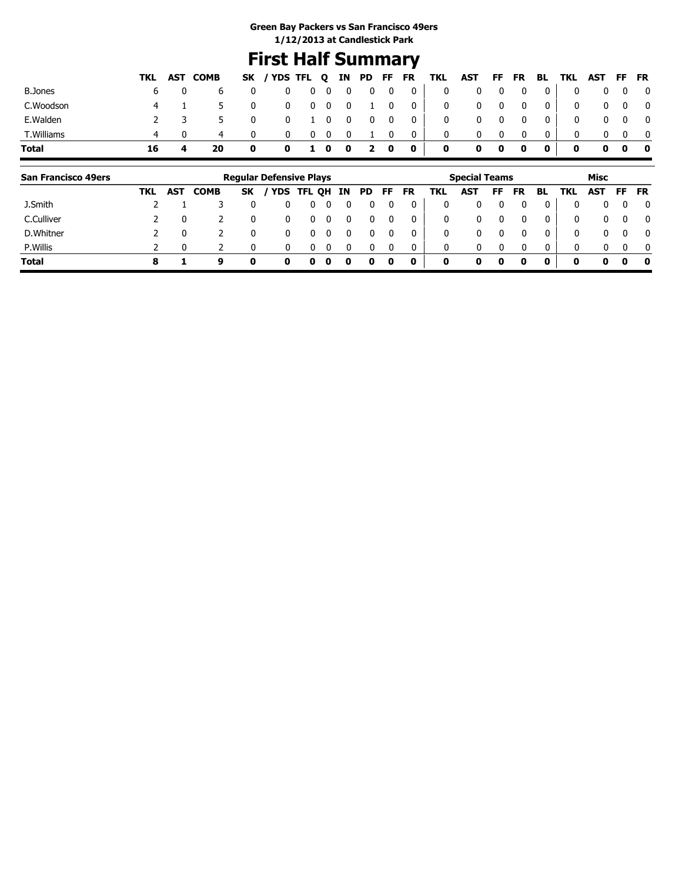**Green Bay Packers vs San Francisco 49ers**
**1/12/2013 at Candlestick Park**

# First Half Summary

| | TKL | AST | COMB | SK | / YDS | TFL | Q | IN | PD | FF | FR | TKL | AST | FF | FR | BL | TKL | AST | FF | FR |
|---|---|---|---|---|---|---|---|---|---|---|---|---|---|---|---|---|---|---|---|---|
| B.Jones | 6 | 0 | 6 | 0 | 0 | 0 | 0 | 0 | 0 | 0 | 0 | 0 | 0 | 0 | 0 | 0 | 0 | 0 | 0 | 0 |
| C.Woodson | 4 | 1 | 5 | 0 | 0 | 0 | 0 | 0 | 1 | 0 | 0 | 0 | 0 | 0 | 0 | 0 | 0 | 0 | 0 | 0 |
| E.Walden | 2 | 3 | 5 | 0 | 0 | 1 | 0 | 0 | 0 | 0 | 0 | 0 | 0 | 0 | 0 | 0 | 0 | 0 | 0 | 0 |
| T.Williams | 4 | 0 | 4 | 0 | 0 | 0 | 0 | 0 | 1 | 0 | 0 | 0 | 0 | 0 | 0 | 0 | 0 | 0 | 0 | 0 |
| **Total** | **16** | **4** | **20** | **0** | **0** | **1** | **0** | **0** | **2** | **0** | **0** | **0** | **0** | **0** | **0** | **0** | **0** | **0** | **0** | **0** |

| San Francisco 49ers | Regular Defensive Plays | | | | | | | | | | | Special Teams | | | | | Misc | | | |
|---|---|---|---|---|---|---|---|---|---|---|---|---|---|---|---|---|---|---|---|---|
| | TKL | AST | COMB | SK | / YDS | TFL | QH | IN | PD | FF | FR | TKL | AST | FF | FR | BL | TKL | AST | FF | FR |
| J.Smith | 2 | 1 | 3 | 0 | 0 | 0 | 0 | 0 | 0 | 0 | 0 | 0 | 0 | 0 | 0 | 0 | 0 | 0 | 0 | 0 |
| C.Culliver | 2 | 0 | 2 | 0 | 0 | 0 | 0 | 0 | 0 | 0 | 0 | 0 | 0 | 0 | 0 | 0 | 0 | 0 | 0 | 0 |
| D.Whitner | 2 | 0 | 2 | 0 | 0 | 0 | 0 | 0 | 0 | 0 | 0 | 0 | 0 | 0 | 0 | 0 | 0 | 0 | 0 | 0 |
| P.Willis | 2 | 0 | 2 | 0 | 0 | 0 | 0 | 0 | 0 | 0 | 0 | 0 | 0 | 0 | 0 | 0 | 0 | 0 | 0 | 0 |
| **Total** | **8** | **1** | **9** | **0** | **0** | **0** | **0** | **0** | **0** | **0** | **0** | **0** | **0** | **0** | **0** | **0** | **0** | **0** | **0** | **0** |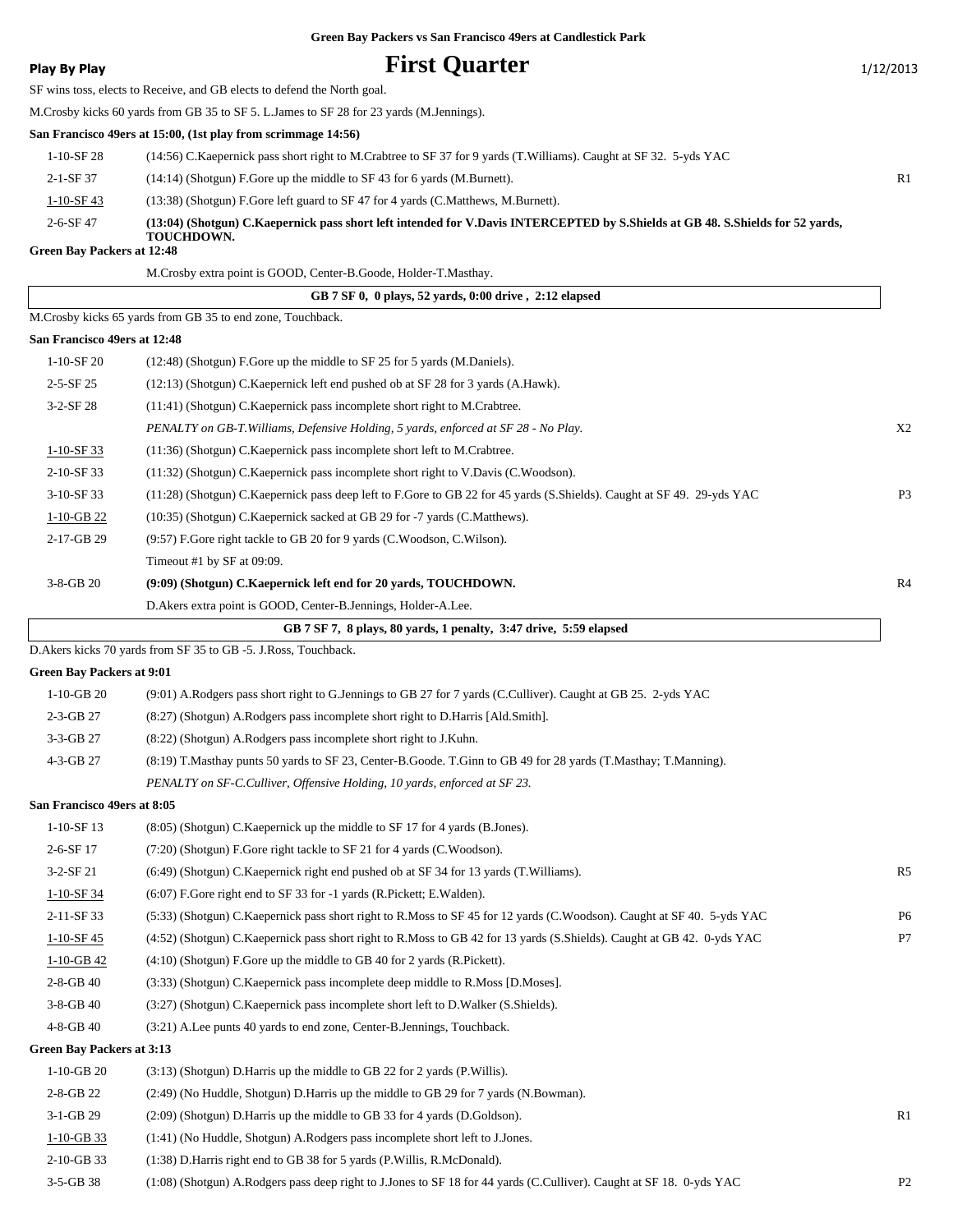Green Bay Packers vs San Francisco 49ers at Candlestick Park

**Play By Play**

# First Quarter

1/12/2013

SF wins toss, elects to Receive, and GB elects to defend the North goal.

M.Crosby kicks 60 yards from GB 35 to SF 5. L.James to SF 28 for 23 yards (M.Jennings).

**San Francisco 49ers at 15:00, (1st play from scrimmage 14:56)**

| Down | Play | |
|---|---|---|
| 1-10-SF 28 | (14:56) C.Kaepernick pass short right to M.Crabtree to SF 37 for 9 yards (T.Williams). Caught at SF 32. 5-yds YAC | |
| 2-1-SF 37 | (14:14) (Shotgun) F.Gore up the middle to SF 43 for 6 yards (M.Burnett). | R1 |
| 1-10-SF 43 | (13:38) (Shotgun) F.Gore left guard to SF 47 for 4 yards (C.Matthews, M.Burnett). | |
| 2-6-SF 47 | **(13:04) (Shotgun) C.Kaepernick pass short left intended for V.Davis INTERCEPTED by S.Shields at GB 48. S.Shields for 52 yards, TOUCHDOWN.** | |

**Green Bay Packers at 12:48**

M.Crosby extra point is GOOD, Center-B.Goode, Holder-T.Masthay.

**GB 7 SF 0, 0 plays, 52 yards, 0:00 drive , 2:12 elapsed**

M.Crosby kicks 65 yards from GB 35 to end zone, Touchback.

**San Francisco 49ers at 12:48**

| Down | Play | |
|---|---|---|
| 1-10-SF 20 | (12:48) (Shotgun) F.Gore up the middle to SF 25 for 5 yards (M.Daniels). | |
| 2-5-SF 25 | (12:13) (Shotgun) C.Kaepernick left end pushed ob at SF 28 for 3 yards (A.Hawk). | |
| 3-2-SF 28 | (11:41) (Shotgun) C.Kaepernick pass incomplete short right to M.Crabtree. | |
| | *PENALTY on GB-T.Williams, Defensive Holding, 5 yards, enforced at SF 28 - No Play.* | X2 |
| 1-10-SF 33 | (11:36) (Shotgun) C.Kaepernick pass incomplete short left to M.Crabtree. | |
| 2-10-SF 33 | (11:32) (Shotgun) C.Kaepernick pass incomplete short right to V.Davis (C.Woodson). | |
| 3-10-SF 33 | (11:28) (Shotgun) C.Kaepernick pass deep left to F.Gore to GB 22 for 45 yards (S.Shields). Caught at SF 49. 29-yds YAC | P3 |
| 1-10-GB 22 | (10:35) (Shotgun) C.Kaepernick sacked at GB 29 for -7 yards (C.Matthews). | |
| 2-17-GB 29 | (9:57) F.Gore right tackle to GB 20 for 9 yards (C.Woodson, C.Wilson). | |
| | Timeout #1 by SF at 09:09. | |
| 3-8-GB 20 | **(9:09) (Shotgun) C.Kaepernick left end for 20 yards, TOUCHDOWN.** | R4 |
| | D.Akers extra point is GOOD, Center-B.Jennings, Holder-A.Lee. | |

**GB 7 SF 7, 8 plays, 80 yards, 1 penalty, 3:47 drive, 5:59 elapsed**

D.Akers kicks 70 yards from SF 35 to GB -5. J.Ross, Touchback.

**Green Bay Packers at 9:01**

| Down | Play | |
|---|---|---|
| 1-10-GB 20 | (9:01) A.Rodgers pass short right to G.Jennings to GB 27 for 7 yards (C.Culliver). Caught at GB 25. 2-yds YAC | |
| 2-3-GB 27 | (8:27) (Shotgun) A.Rodgers pass incomplete short right to D.Harris [Ald.Smith]. | |
| 3-3-GB 27 | (8:22) (Shotgun) A.Rodgers pass incomplete short right to J.Kuhn. | |
| 4-3-GB 27 | (8:19) T.Masthay punts 50 yards to SF 23, Center-B.Goode. T.Ginn to GB 49 for 28 yards (T.Masthay; T.Manning). | |
| | *PENALTY on SF-C.Culliver, Offensive Holding, 10 yards, enforced at SF 23.* | |

**San Francisco 49ers at 8:05**

| Down | Play | |
|---|---|---|
| 1-10-SF 13 | (8:05) (Shotgun) C.Kaepernick up the middle to SF 17 for 4 yards (B.Jones). | |
| 2-6-SF 17 | (7:20) (Shotgun) F.Gore right tackle to SF 21 for 4 yards (C.Woodson). | |
| 3-2-SF 21 | (6:49) (Shotgun) C.Kaepernick right end pushed ob at SF 34 for 13 yards (T.Williams). | R5 |
| 1-10-SF 34 | (6:07) F.Gore right end to SF 33 for -1 yards (R.Pickett; E.Walden). | |
| 2-11-SF 33 | (5:33) (Shotgun) C.Kaepernick pass short right to R.Moss to SF 45 for 12 yards (C.Woodson). Caught at SF 40. 5-yds YAC | P6 |
| 1-10-SF 45 | (4:52) (Shotgun) C.Kaepernick pass short right to R.Moss to GB 42 for 13 yards (S.Shields). Caught at GB 42. 0-yds YAC | P7 |
| 1-10-GB 42 | (4:10) (Shotgun) F.Gore up the middle to GB 40 for 2 yards (R.Pickett). | |
| 2-8-GB 40 | (3:33) (Shotgun) C.Kaepernick pass incomplete deep middle to R.Moss [D.Moses]. | |
| 3-8-GB 40 | (3:27) (Shotgun) C.Kaepernick pass incomplete short left to D.Walker (S.Shields). | |
| 4-8-GB 40 | (3:21) A.Lee punts 40 yards to end zone, Center-B.Jennings, Touchback. | |

**Green Bay Packers at 3:13**

| Down | Play | |
|---|---|---|
| 1-10-GB 20 | (3:13) (Shotgun) D.Harris up the middle to GB 22 for 2 yards (P.Willis). | |
| 2-8-GB 22 | (2:49) (No Huddle, Shotgun) D.Harris up the middle to GB 29 for 7 yards (N.Bowman). | |
| 3-1-GB 29 | (2:09) (Shotgun) D.Harris up the middle to GB 33 for 4 yards (D.Goldson). | R1 |
| 1-10-GB 33 | (1:41) (No Huddle, Shotgun) A.Rodgers pass incomplete short left to J.Jones. | |
| 2-10-GB 33 | (1:38) D.Harris right end to GB 38 for 5 yards (P.Willis, R.McDonald). | |
| 3-5-GB 38 | (1:08) (Shotgun) A.Rodgers pass deep right to J.Jones to SF 18 for 44 yards (C.Culliver). Caught at SF 18. 0-yds YAC | P2 |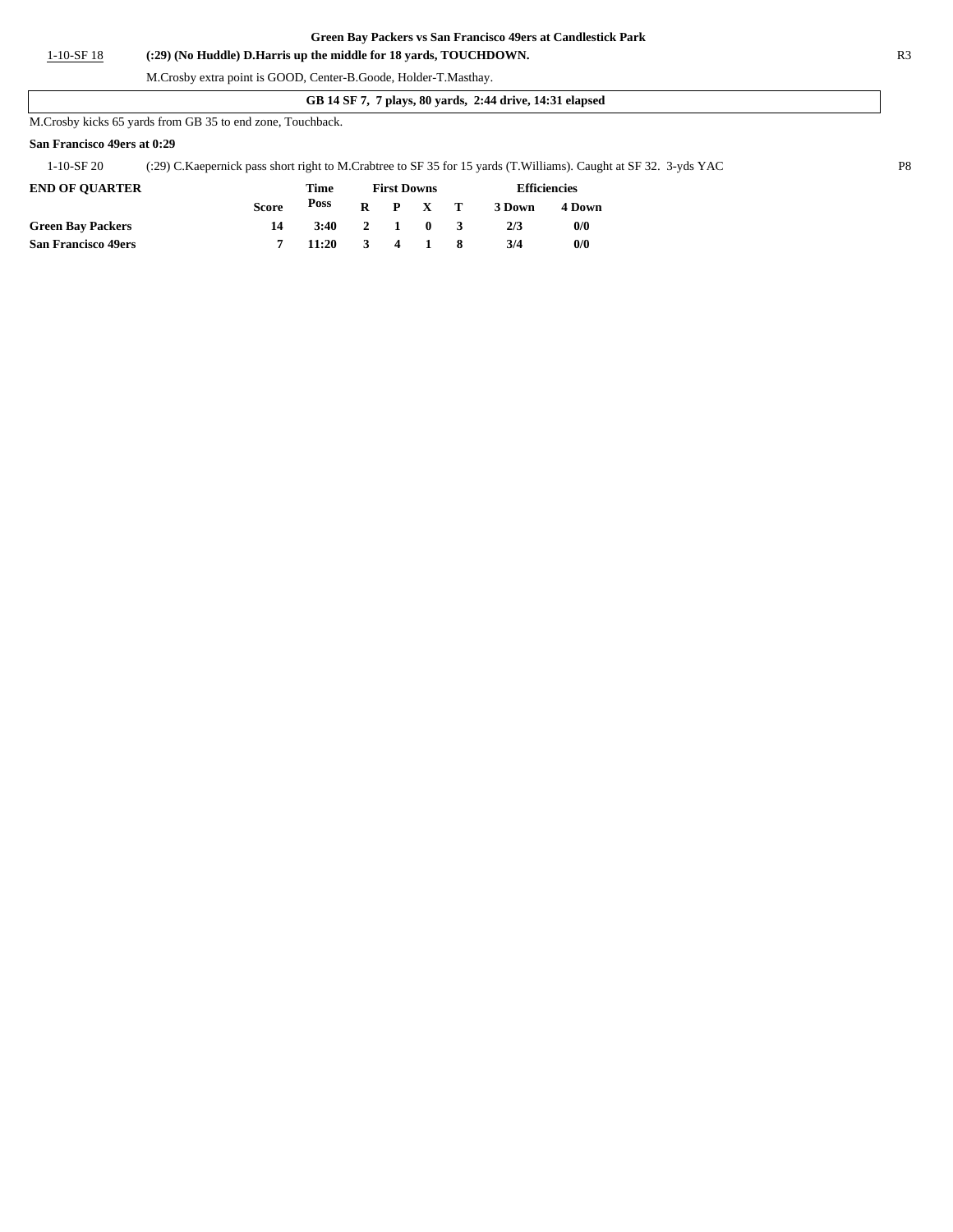**Green Bay Packers vs San Francisco 49ers at Candlestick Park**

| | | |
|---|---|---|
| 1-10-SF 18 | **(:29) (No Huddle) D.Harris up the middle for 18 yards, TOUCHDOWN.** | R3 |
| | M.Crosby extra point is GOOD, Center-B.Goode, Holder-T.Masthay. | |

**GB 14 SF 7, 7 plays, 80 yards, 2:44 drive, 14:31 elapsed**

M.Crosby kicks 65 yards from GB 35 to end zone, Touchback.

**San Francisco 49ers at 0:29**

| | | |
|---|---|---|
| 1-10-SF 20 | (:29) C.Kaepernick pass short right to M.Crabtree to SF 35 for 15 yards (T.Williams). Caught at SF 32. 3-yds YAC | P8 |

| END OF QUARTER | Score | Time Poss | First Downs R | P | X | T | Efficiencies 3 Down | 4 Down |
|---|---|---|---|---|---|---|---|---|
| **Green Bay Packers** | **14** | **3:40** | **2** | **1** | **0** | **3** | **2/3** | **0/0** |
| **San Francisco 49ers** | **7** | **11:20** | **3** | **4** | **1** | **8** | **3/4** | **0/0** |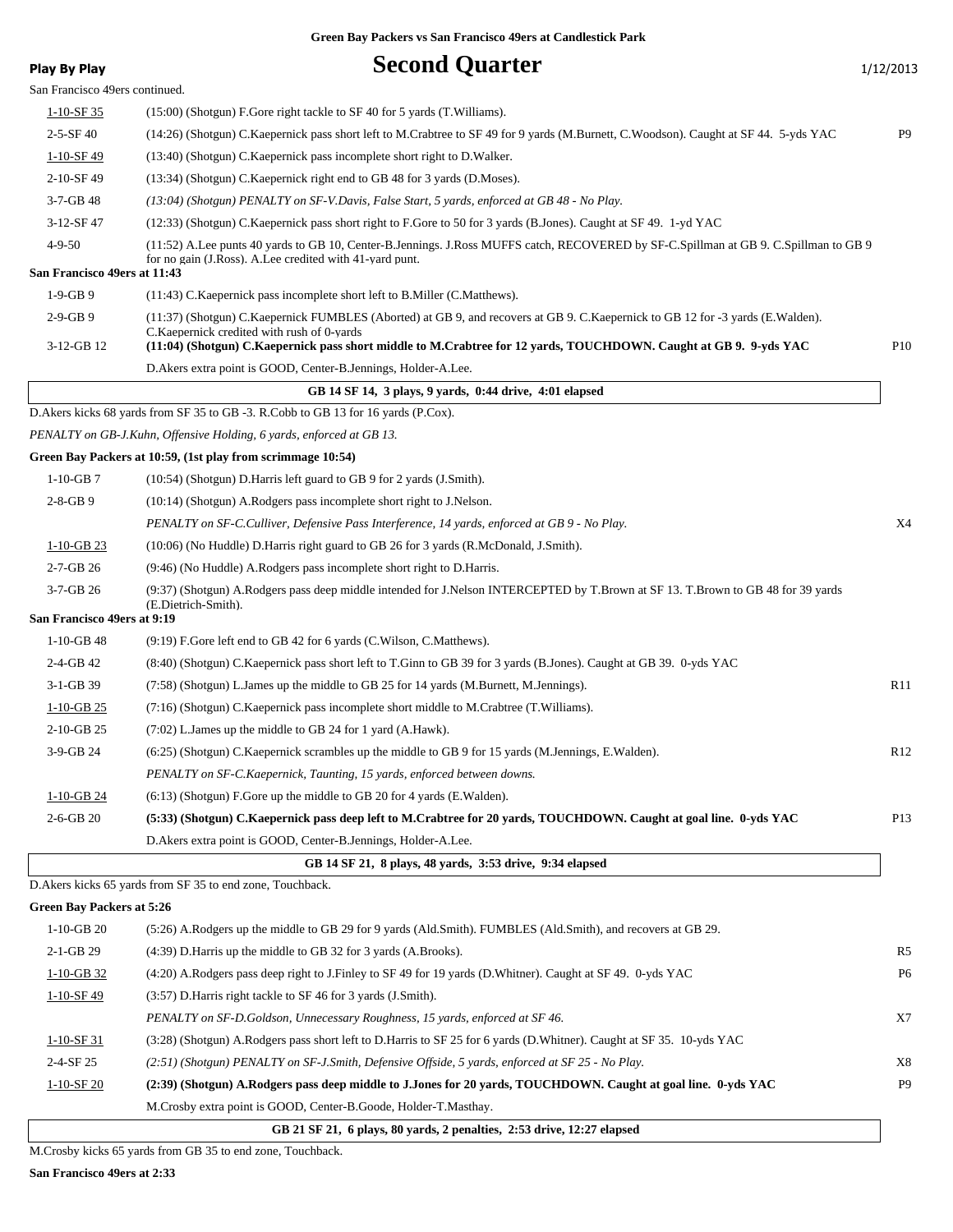**Green Bay Packers vs San Francisco 49ers at Candlestick Park**

**Play By Play**

# Second Quarter

1/12/2013

San Francisco 49ers continued.

| | | |
|---|---|---|
| 1-10-SF 35 | (15:00) (Shotgun) F.Gore right tackle to SF 40 for 5 yards (T.Williams). | |
| 2-5-SF 40 | (14:26) (Shotgun) C.Kaepernick pass short left to M.Crabtree to SF 49 for 9 yards (M.Burnett, C.Woodson). Caught at SF 44. 5-yds YAC | P9 |
| 1-10-SF 49 | (13:40) (Shotgun) C.Kaepernick pass incomplete short right to D.Walker. | |
| 2-10-SF 49 | (13:34) (Shotgun) C.Kaepernick right end to GB 48 for 3 yards (D.Moses). | |
| 3-7-GB 48 | *(13:04) (Shotgun) PENALTY on SF-V.Davis, False Start, 5 yards, enforced at GB 48 - No Play.* | |
| 3-12-SF 47 | (12:33) (Shotgun) C.Kaepernick pass short right to F.Gore to 50 for 3 yards (B.Jones). Caught at SF 49. 1-yd YAC | |
| 4-9-50 | (11:52) A.Lee punts 40 yards to GB 10, Center-B.Jennings. J.Ross MUFFS catch, RECOVERED by SF-C.Spillman at GB 9. C.Spillman to GB 9 for no gain (J.Ross). A.Lee credited with 41-yard punt. | |

**San Francisco 49ers at 11:43**

| | | |
|---|---|---|
| 1-9-GB 9 | (11:43) C.Kaepernick pass incomplete short left to B.Miller (C.Matthews). | |
| 2-9-GB 9 | (11:37) (Shotgun) C.Kaepernick FUMBLES (Aborted) at GB 9, and recovers at GB 9. C.Kaepernick to GB 12 for -3 yards (E.Walden). C.Kaepernick credited with rush of 0-yards | |
| 3-12-GB 12 | **(11:04) (Shotgun) C.Kaepernick pass short middle to M.Crabtree for 12 yards, TOUCHDOWN. Caught at GB 9. 9-yds YAC** | P10 |
| | D.Akers extra point is GOOD, Center-B.Jennings, Holder-A.Lee. | |

**GB 14 SF 14, 3 plays, 9 yards, 0:44 drive, 4:01 elapsed**

D.Akers kicks 68 yards from SF 35 to GB -3. R.Cobb to GB 13 for 16 yards (P.Cox).

*PENALTY on GB-J.Kuhn, Offensive Holding, 6 yards, enforced at GB 13.*

**Green Bay Packers at 10:59, (1st play from scrimmage 10:54)**

| | | |
|---|---|---|
| 1-10-GB 7 | (10:54) (Shotgun) D.Harris left guard to GB 9 for 2 yards (J.Smith). | |
| 2-8-GB 9 | (10:14) (Shotgun) A.Rodgers pass incomplete short right to J.Nelson. | |
| | *PENALTY on SF-C.Culliver, Defensive Pass Interference, 14 yards, enforced at GB 9 - No Play.* | X4 |
| 1-10-GB 23 | (10:06) (No Huddle) D.Harris right guard to GB 26 for 3 yards (R.McDonald, J.Smith). | |
| 2-7-GB 26 | (9:46) (No Huddle) A.Rodgers pass incomplete short right to D.Harris. | |
| 3-7-GB 26 | (9:37) (Shotgun) A.Rodgers pass deep middle intended for J.Nelson INTERCEPTED by T.Brown at SF 13. T.Brown to GB 48 for 39 yards (E.Dietrich-Smith). | |

**San Francisco 49ers at 9:19**

| | | |
|---|---|---|
| 1-10-GB 48 | (9:19) F.Gore left end to GB 42 for 6 yards (C.Wilson, C.Matthews). | |
| 2-4-GB 42 | (8:40) (Shotgun) C.Kaepernick pass short left to T.Ginn to GB 39 for 3 yards (B.Jones). Caught at GB 39. 0-yds YAC | |
| 3-1-GB 39 | (7:58) (Shotgun) L.James up the middle to GB 25 for 14 yards (M.Burnett, M.Jennings). | R11 |
| 1-10-GB 25 | (7:16) (Shotgun) C.Kaepernick pass incomplete short middle to M.Crabtree (T.Williams). | |
| 2-10-GB 25 | (7:02) L.James up the middle to GB 24 for 1 yard (A.Hawk). | |
| 3-9-GB 24 | (6:25) (Shotgun) C.Kaepernick scrambles up the middle to GB 9 for 15 yards (M.Jennings, E.Walden). | R12 |
| | *PENALTY on SF-C.Kaepernick, Taunting, 15 yards, enforced between downs.* | |
| 1-10-GB 24 | (6:13) (Shotgun) F.Gore up the middle to GB 20 for 4 yards (E.Walden). | |
| 2-6-GB 20 | **(5:33) (Shotgun) C.Kaepernick pass deep left to M.Crabtree for 20 yards, TOUCHDOWN. Caught at goal line. 0-yds YAC** | P13 |
| | D.Akers extra point is GOOD, Center-B.Jennings, Holder-A.Lee. | |

**GB 14 SF 21, 8 plays, 48 yards, 3:53 drive, 9:34 elapsed**

D.Akers kicks 65 yards from SF 35 to end zone, Touchback.

**Green Bay Packers at 5:26**

| | | |
|---|---|---|
| 1-10-GB 20 | (5:26) A.Rodgers up the middle to GB 29 for 9 yards (Ald.Smith). FUMBLES (Ald.Smith), and recovers at GB 29. | |
| 2-1-GB 29 | (4:39) D.Harris up the middle to GB 32 for 3 yards (A.Brooks). | R5 |
| 1-10-GB 32 | (4:20) A.Rodgers pass deep right to J.Finley to SF 49 for 19 yards (D.Whitner). Caught at SF 49. 0-yds YAC | P6 |
| 1-10-SF 49 | (3:57) D.Harris right tackle to SF 46 for 3 yards (J.Smith). | |
| | *PENALTY on SF-D.Goldson, Unnecessary Roughness, 15 yards, enforced at SF 46.* | X7 |
| 1-10-SF 31 | (3:28) (Shotgun) A.Rodgers pass short left to D.Harris to SF 25 for 6 yards (D.Whitner). Caught at SF 35. 10-yds YAC | |
| 2-4-SF 25 | *(2:51) (Shotgun) PENALTY on SF-J.Smith, Defensive Offside, 5 yards, enforced at SF 25 - No Play.* | X8 |
| 1-10-SF 20 | **(2:39) (Shotgun) A.Rodgers pass deep middle to J.Jones for 20 yards, TOUCHDOWN. Caught at goal line. 0-yds YAC** | P9 |
| | M.Crosby extra point is GOOD, Center-B.Goode, Holder-T.Masthay. | |

**GB 21 SF 21, 6 plays, 80 yards, 2 penalties, 2:53 drive, 12:27 elapsed**

M.Crosby kicks 65 yards from GB 35 to end zone, Touchback.

**San Francisco 49ers at 2:33**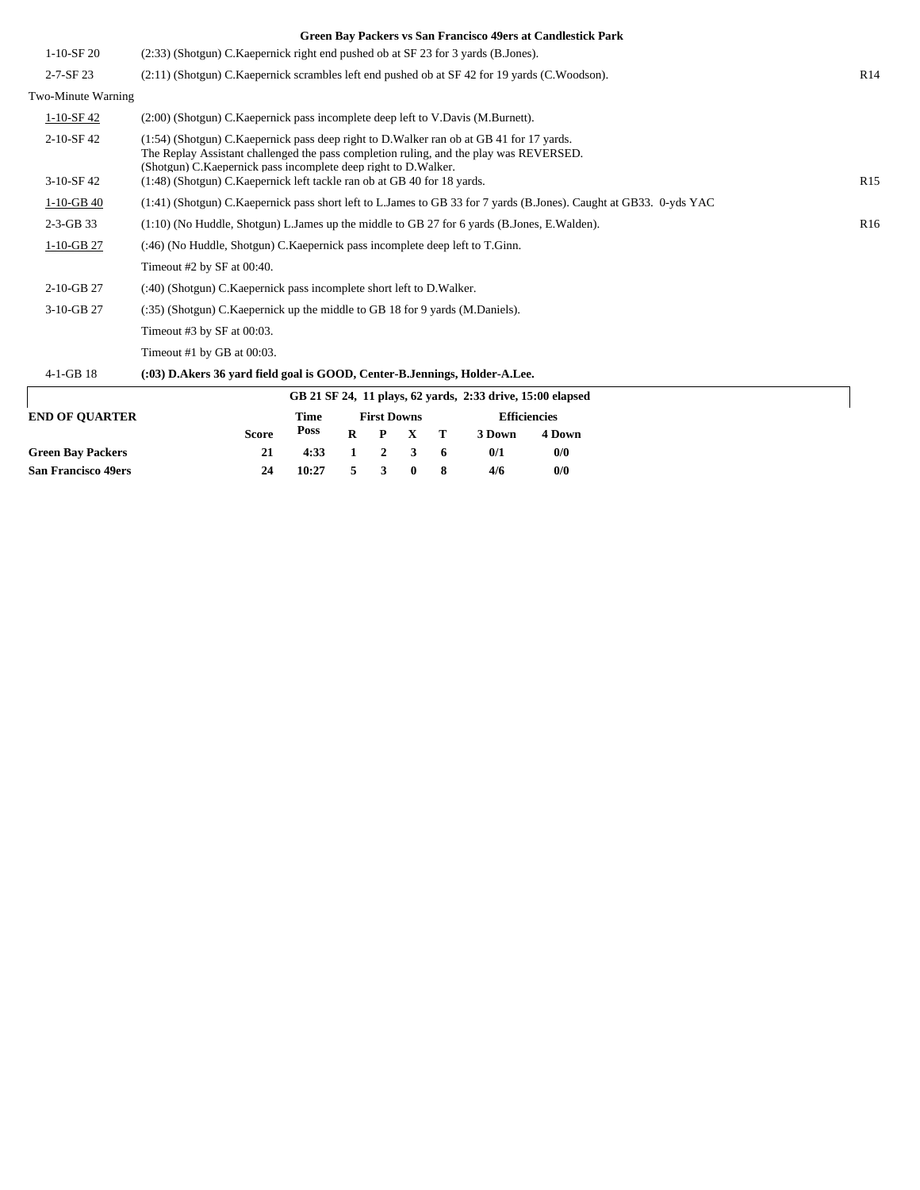**Green Bay Packers vs San Francisco 49ers at Candlestick Park**

| Down | Play | |
|---|---|---|
| 1-10-SF 20 | (2:33) (Shotgun) C.Kaepernick right end pushed ob at SF 23 for 3 yards (B.Jones). | |
| 2-7-SF 23 | (2:11) (Shotgun) C.Kaepernick scrambles left end pushed ob at SF 42 for 19 yards (C.Woodson). | R14 |
| Two-Minute Warning | | |
| 1-10-SF 42 | (2:00) (Shotgun) C.Kaepernick pass incomplete deep left to V.Davis (M.Burnett). | |
| 2-10-SF 42 | (1:54) (Shotgun) C.Kaepernick pass deep right to D.Walker ran ob at GB 41 for 17 yards. The Replay Assistant challenged the pass completion ruling, and the play was REVERSED. (Shotgun) C.Kaepernick pass incomplete deep right to D.Walker. | |
| 3-10-SF 42 | (1:48) (Shotgun) C.Kaepernick left tackle ran ob at GB 40 for 18 yards. | R15 |
| 1-10-GB 40 | (1:41) (Shotgun) C.Kaepernick pass short left to L.James to GB 33 for 7 yards (B.Jones). Caught at GB33. 0-yds YAC | |
| 2-3-GB 33 | (1:10) (No Huddle, Shotgun) L.James up the middle to GB 27 for 6 yards (B.Jones, E.Walden). | R16 |
| 1-10-GB 27 | (:46) (No Huddle, Shotgun) C.Kaepernick pass incomplete deep left to T.Ginn. | |
| | Timeout #2 by SF at 00:40. | |
| 2-10-GB 27 | (:40) (Shotgun) C.Kaepernick pass incomplete short left to D.Walker. | |
| 3-10-GB 27 | (:35) (Shotgun) C.Kaepernick up the middle to GB 18 for 9 yards (M.Daniels). | |
| | Timeout #3 by SF at 00:03. | |
| | Timeout #1 by GB at 00:03. | |
| 4-1-GB 18 | **(:03) D.Akers 36 yard field goal is GOOD, Center-B.Jennings, Holder-A.Lee.** | |

**GB 21 SF 24, 11 plays, 62 yards, 2:33 drive, 15:00 elapsed**

| END OF QUARTER | Score | Time Poss | First Downs R | P | X | T | Efficiencies 3 Down | 4 Down |
|---|---|---|---|---|---|---|---|---|
| **Green Bay Packers** | **21** | **4:33** | **1** | **2** | **3** | **6** | **0/1** | **0/0** |
| **San Francisco 49ers** | **24** | **10:27** | **5** | **3** | **0** | **8** | **4/6** | **0/0** |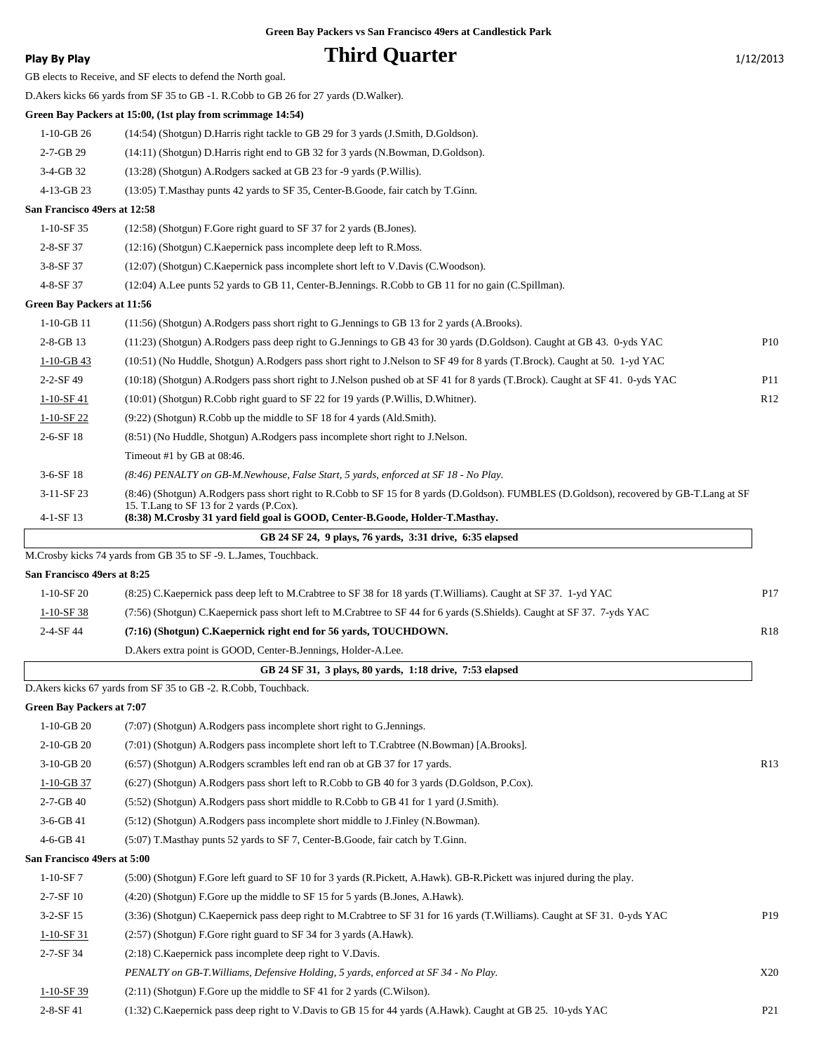**Green Bay Packers vs San Francisco 49ers at Candlestick Park**

**Play By Play**

# Third Quarter

1/12/2013

GB elects to Receive, and SF elects to defend the North goal.

D.Akers kicks 66 yards from SF 35 to GB -1. R.Cobb to GB 26 for 27 yards (D.Walker).

**Green Bay Packers at 15:00, (1st play from scrimmage 14:54)**

| | | |
|---|---|---|
| 1-10-GB 26 | (14:54) (Shotgun) D.Harris right tackle to GB 29 for 3 yards (J.Smith, D.Goldson). | |
| 2-7-GB 29 | (14:11) (Shotgun) D.Harris right end to GB 32 for 3 yards (N.Bowman, D.Goldson). | |
| 3-4-GB 32 | (13:28) (Shotgun) A.Rodgers sacked at GB 23 for -9 yards (P.Willis). | |
| 4-13-GB 23 | (13:05) T.Masthay punts 42 yards to SF 35, Center-B.Goode, fair catch by T.Ginn. | |

**San Francisco 49ers at 12:58**

| | | |
|---|---|---|
| 1-10-SF 35 | (12:58) (Shotgun) F.Gore right guard to SF 37 for 2 yards (B.Jones). | |
| 2-8-SF 37 | (12:16) (Shotgun) C.Kaepernick pass incomplete deep left to R.Moss. | |
| 3-8-SF 37 | (12:07) (Shotgun) C.Kaepernick pass incomplete short left to V.Davis (C.Woodson). | |
| 4-8-SF 37 | (12:04) A.Lee punts 52 yards to GB 11, Center-B.Jennings. R.Cobb to GB 11 for no gain (C.Spillman). | |

**Green Bay Packers at 11:56**

| | | |
|---|---|---|
| 1-10-GB 11 | (11:56) (Shotgun) A.Rodgers pass short right to G.Jennings to GB 13 for 2 yards (A.Brooks). | |
| 2-8-GB 13 | (11:23) (Shotgun) A.Rodgers pass deep right to G.Jennings to GB 43 for 30 yards (D.Goldson). Caught at GB 43. 0-yds YAC | P10 |
| 1-10-GB 43 | (10:51) (No Huddle, Shotgun) A.Rodgers pass short right to J.Nelson to SF 49 for 8 yards (T.Brock). Caught at 50. 1-yd YAC | |
| 2-2-SF 49 | (10:18) (Shotgun) A.Rodgers pass short right to J.Nelson pushed ob at SF 41 for 8 yards (T.Brock). Caught at SF 41. 0-yds YAC | P11 |
| 1-10-SF 41 | (10:01) (Shotgun) R.Cobb right guard to SF 22 for 19 yards (P.Willis, D.Whitner). | R12 |
| 1-10-SF 22 | (9:22) (Shotgun) R.Cobb up the middle to SF 18 for 4 yards (Ald.Smith). | |
| 2-6-SF 18 | (8:51) (No Huddle, Shotgun) A.Rodgers pass incomplete short right to J.Nelson. | |
| | Timeout #1 by GB at 08:46. | |
| 3-6-SF 18 | *(8:46) PENALTY on GB-M.Newhouse, False Start, 5 yards, enforced at SF 18 - No Play.* | |
| 3-11-SF 23 | (8:46) (Shotgun) A.Rodgers pass short right to R.Cobb to SF 15 for 8 yards (D.Goldson). FUMBLES (D.Goldson), recovered by GB-T.Lang at SF 15. T.Lang to SF 13 for 2 yards (P.Cox). | |
| 4-1-SF 13 | **(8:38) M.Crosby 31 yard field goal is GOOD, Center-B.Goode, Holder-T.Masthay.** | |

**GB 24 SF 24, 9 plays, 76 yards, 3:31 drive, 6:35 elapsed**

M.Crosby kicks 74 yards from GB 35 to SF -9. L.James, Touchback.

**San Francisco 49ers at 8:25**

| | | |
|---|---|---|
| 1-10-SF 20 | (8:25) C.Kaepernick pass deep left to M.Crabtree to SF 38 for 18 yards (T.Williams). Caught at SF 37. 1-yd YAC | P17 |
| 1-10-SF 38 | (7:56) (Shotgun) C.Kaepernick pass short left to M.Crabtree to SF 44 for 6 yards (S.Shields). Caught at SF 37. 7-yds YAC | |
| 2-4-SF 44 | **(7:16) (Shotgun) C.Kaepernick right end for 56 yards, TOUCHDOWN.** | R18 |
| | D.Akers extra point is GOOD, Center-B.Jennings, Holder-A.Lee. | |

**GB 24 SF 31, 3 plays, 80 yards, 1:18 drive, 7:53 elapsed**

D.Akers kicks 67 yards from SF 35 to GB -2. R.Cobb, Touchback.

**Green Bay Packers at 7:07**

| | | |
|---|---|---|
| 1-10-GB 20 | (7:07) (Shotgun) A.Rodgers pass incomplete short right to G.Jennings. | |
| 2-10-GB 20 | (7:01) (Shotgun) A.Rodgers pass incomplete short left to T.Crabtree (N.Bowman) [A.Brooks]. | |
| 3-10-GB 20 | (6:57) (Shotgun) A.Rodgers scrambles left end ran ob at GB 37 for 17 yards. | R13 |
| 1-10-GB 37 | (6:27) (Shotgun) A.Rodgers pass short left to R.Cobb to GB 40 for 3 yards (D.Goldson, P.Cox). | |
| 2-7-GB 40 | (5:52) (Shotgun) A.Rodgers pass short middle to R.Cobb to GB 41 for 1 yard (J.Smith). | |
| 3-6-GB 41 | (5:12) (Shotgun) A.Rodgers pass incomplete short middle to J.Finley (N.Bowman). | |
| 4-6-GB 41 | (5:07) T.Masthay punts 52 yards to SF 7, Center-B.Goode, fair catch by T.Ginn. | |

**San Francisco 49ers at 5:00**

| | | |
|---|---|---|
| 1-10-SF 7 | (5:00) (Shotgun) F.Gore left guard to SF 10 for 3 yards (R.Pickett, A.Hawk). GB-R.Pickett was injured during the play. | |
| 2-7-SF 10 | (4:20) (Shotgun) F.Gore up the middle to SF 15 for 5 yards (B.Jones, A.Hawk). | |
| 3-2-SF 15 | (3:36) (Shotgun) C.Kaepernick pass deep right to M.Crabtree to SF 31 for 16 yards (T.Williams). Caught at SF 31. 0-yds YAC | P19 |
| 1-10-SF 31 | (2:57) (Shotgun) F.Gore right guard to SF 34 for 3 yards (A.Hawk). | |
| 2-7-SF 34 | (2:18) C.Kaepernick pass incomplete deep right to V.Davis. | |
| | *PENALTY on GB-T.Williams, Defensive Holding, 5 yards, enforced at SF 34 - No Play.* | X20 |
| 1-10-SF 39 | (2:11) (Shotgun) F.Gore up the middle to SF 41 for 2 yards (C.Wilson). | |
| 2-8-SF 41 | (1:32) C.Kaepernick pass deep right to V.Davis to GB 15 for 44 yards (A.Hawk). Caught at GB 25. 10-yds YAC | P21 |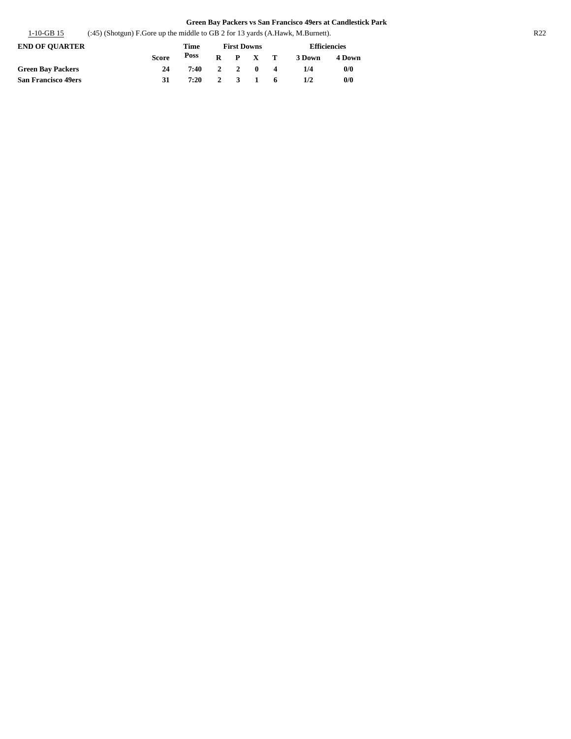**Green Bay Packers vs San Francisco 49ers at Candlestick Park**

| | | |
|---|---|---|
| 1-10-GB 15 | (:45) (Shotgun) F.Gore up the middle to GB 2 for 13 yards (A.Hawk, M.Burnett). | R22 |

| END OF QUARTER | Score | Time Poss | First Downs R | P | X | T | Efficiencies 3 Down | 4 Down |
|---|---|---|---|---|---|---|---|---|
| **Green Bay Packers** | 24 | 7:40 | 2 | 2 | 0 | 4 | 1/4 | 0/0 |
| **San Francisco 49ers** | 31 | 7:20 | 2 | 3 | 1 | 6 | 1/2 | 0/0 |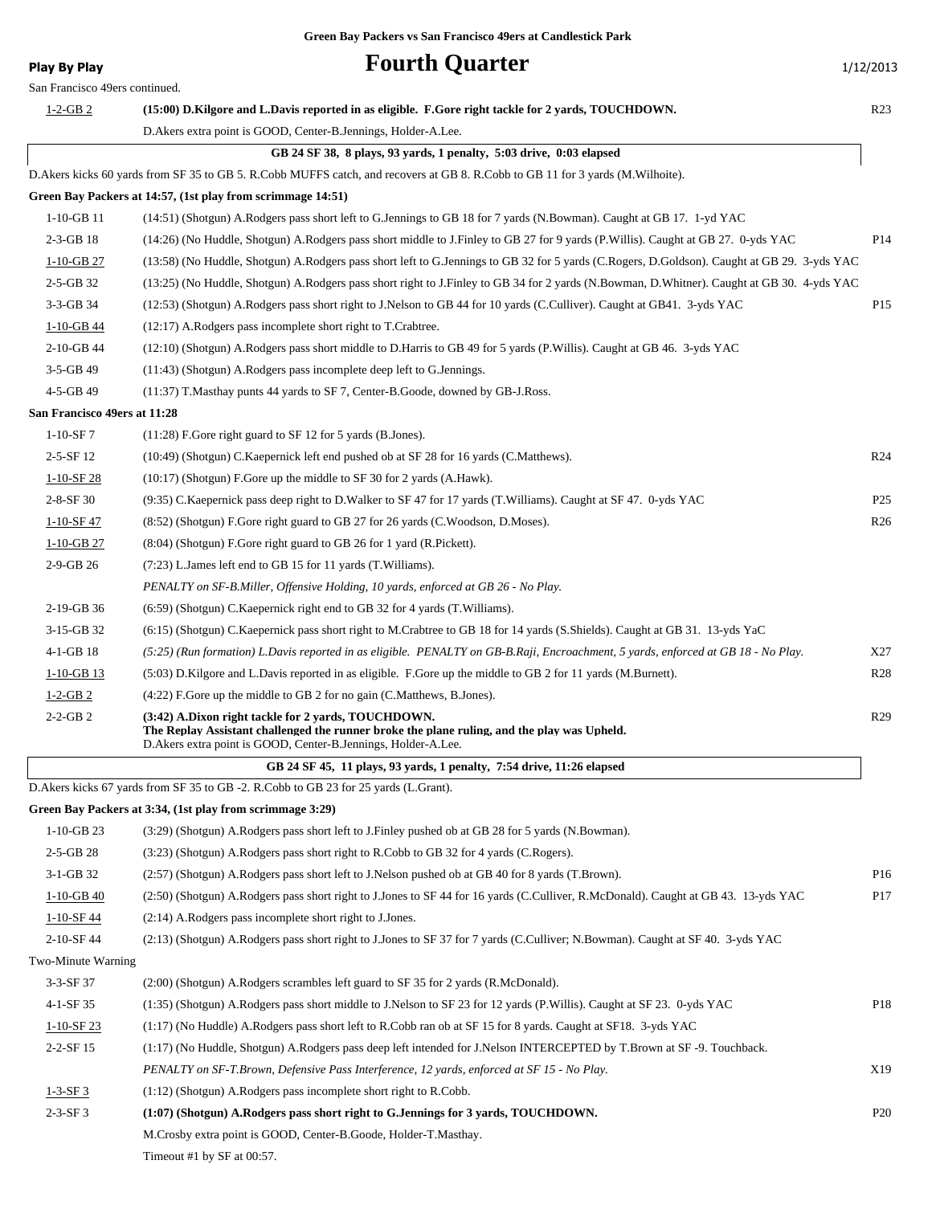**Green Bay Packers vs San Francisco 49ers at Candlestick Park**

**Play By Play**

# Fourth Quarter

1/12/2013

San Francisco 49ers continued.

| Down | Play | |
|---|---|---|
| 1-2-GB 2 | **(15:00) D.Kilgore and L.Davis reported in as eligible. F.Gore right tackle for 2 yards, TOUCHDOWN.** | R23 |
| | D.Akers extra point is GOOD, Center-B.Jennings, Holder-A.Lee. | |
| | **GB 24 SF 38, 8 plays, 93 yards, 1 penalty, 5:03 drive, 0:03 elapsed** | |
| | D.Akers kicks 60 yards from SF 35 to GB 5. R.Cobb MUFFS catch, and recovers at GB 8. R.Cobb to GB 11 for 3 yards (M.Wilhoite). | |
| **Green Bay Packers at 14:57, (1st play from scrimmage 14:51)** | | |
| 1-10-GB 11 | (14:51) (Shotgun) A.Rodgers pass short left to G.Jennings to GB 18 for 7 yards (N.Bowman). Caught at GB 17. 1-yd YAC | |
| 2-3-GB 18 | (14:26) (No Huddle, Shotgun) A.Rodgers pass short middle to J.Finley to GB 27 for 9 yards (P.Willis). Caught at GB 27. 0-yds YAC | P14 |
| 1-10-GB 27 | (13:58) (No Huddle, Shotgun) A.Rodgers pass short left to G.Jennings to GB 32 for 5 yards (C.Rogers, D.Goldson). Caught at GB 29. 3-yds YAC | |
| 2-5-GB 32 | (13:25) (No Huddle, Shotgun) A.Rodgers pass short right to J.Finley to GB 34 for 2 yards (N.Bowman, D.Whitner). Caught at GB 30. 4-yds YAC | |
| 3-3-GB 34 | (12:53) (Shotgun) A.Rodgers pass short right to J.Nelson to GB 44 for 10 yards (C.Culliver). Caught at GB41. 3-yds YAC | P15 |
| 1-10-GB 44 | (12:17) A.Rodgers pass incomplete short right to T.Crabtree. | |
| 2-10-GB 44 | (12:10) (Shotgun) A.Rodgers pass short middle to D.Harris to GB 49 for 5 yards (P.Willis). Caught at GB 46. 3-yds YAC | |
| 3-5-GB 49 | (11:43) (Shotgun) A.Rodgers pass incomplete deep left to G.Jennings. | |
| 4-5-GB 49 | (11:37) T.Masthay punts 44 yards to SF 7, Center-B.Goode, downed by GB-J.Ross. | |
| **San Francisco 49ers at 11:28** | | |
| 1-10-SF 7 | (11:28) F.Gore right guard to SF 12 for 5 yards (B.Jones). | |
| 2-5-SF 12 | (10:49) (Shotgun) C.Kaepernick left end pushed ob at SF 28 for 16 yards (C.Matthews). | R24 |
| 1-10-SF 28 | (10:17) (Shotgun) F.Gore up the middle to SF 30 for 2 yards (A.Hawk). | |
| 2-8-SF 30 | (9:35) C.Kaepernick pass deep right to D.Walker to SF 47 for 17 yards (T.Williams). Caught at SF 47. 0-yds YAC | P25 |
| 1-10-SF 47 | (8:52) (Shotgun) F.Gore right guard to GB 27 for 26 yards (C.Woodson, D.Moses). | R26 |
| 1-10-GB 27 | (8:04) (Shotgun) F.Gore right guard to GB 26 for 1 yard (R.Pickett). | |
| 2-9-GB 26 | (7:23) L.James left end to GB 15 for 11 yards (T.Williams). | |
| | *PENALTY on SF-B.Miller, Offensive Holding, 10 yards, enforced at GB 26 - No Play.* | |
| 2-19-GB 36 | (6:59) (Shotgun) C.Kaepernick right end to GB 32 for 4 yards (T.Williams). | |
| 3-15-GB 32 | (6:15) (Shotgun) C.Kaepernick pass short right to M.Crabtree to GB 18 for 14 yards (S.Shields). Caught at GB 31. 13-yds YaC | |
| 4-1-GB 18 | *(5:25) (Run formation) L.Davis reported in as eligible. PENALTY on GB-B.Raji, Encroachment, 5 yards, enforced at GB 18 - No Play.* | X27 |
| 1-10-GB 13 | (5:03) D.Kilgore and L.Davis reported in as eligible. F.Gore up the middle to GB 2 for 11 yards (M.Burnett). | R28 |
| 1-2-GB 2 | (4:22) F.Gore up the middle to GB 2 for no gain (C.Matthews, B.Jones). | |
| 2-2-GB 2 | **(3:42) A.Dixon right tackle for 2 yards, TOUCHDOWN.** **The Replay Assistant challenged the runner broke the plane ruling, and the play was Upheld.** D.Akers extra point is GOOD, Center-B.Jennings, Holder-A.Lee. | R29 |
| | **GB 24 SF 45, 11 plays, 93 yards, 1 penalty, 7:54 drive, 11:26 elapsed** | |
| | D.Akers kicks 67 yards from SF 35 to GB -2. R.Cobb to GB 23 for 25 yards (L.Grant). | |
| **Green Bay Packers at 3:34, (1st play from scrimmage 3:29)** | | |
| 1-10-GB 23 | (3:29) (Shotgun) A.Rodgers pass short left to J.Finley pushed ob at GB 28 for 5 yards (N.Bowman). | |
| 2-5-GB 28 | (3:23) (Shotgun) A.Rodgers pass short right to R.Cobb to GB 32 for 4 yards (C.Rogers). | |
| 3-1-GB 32 | (2:57) (Shotgun) A.Rodgers pass short left to J.Nelson pushed ob at GB 40 for 8 yards (T.Brown). | P16 |
| 1-10-GB 40 | (2:50) (Shotgun) A.Rodgers pass short right to J.Jones to SF 44 for 16 yards (C.Culliver, R.McDonald). Caught at GB 43. 13-yds YAC | P17 |
| 1-10-SF 44 | (2:14) A.Rodgers pass incomplete short right to J.Jones. | |
| 2-10-SF 44 | (2:13) (Shotgun) A.Rodgers pass short right to J.Jones to SF 37 for 7 yards (C.Culliver; N.Bowman). Caught at SF 40. 3-yds YAC | |
| Two-Minute Warning | | |
| 3-3-SF 37 | (2:00) (Shotgun) A.Rodgers scrambles left guard to SF 35 for 2 yards (R.McDonald). | |
| 4-1-SF 35 | (1:35) (Shotgun) A.Rodgers pass short middle to J.Nelson to SF 23 for 12 yards (P.Willis). Caught at SF 23. 0-yds YAC | P18 |
| 1-10-SF 23 | (1:17) (No Huddle) A.Rodgers pass short left to R.Cobb ran ob at SF 15 for 8 yards. Caught at SF18. 3-yds YAC | |
| 2-2-SF 15 | (1:17) (No Huddle, Shotgun) A.Rodgers pass deep left intended for J.Nelson INTERCEPTED by T.Brown at SF -9. Touchback. | |
| | *PENALTY on SF-T.Brown, Defensive Pass Interference, 12 yards, enforced at SF 15 - No Play.* | X19 |
| 1-3-SF 3 | (1:12) (Shotgun) A.Rodgers pass incomplete short right to R.Cobb. | |
| 2-3-SF 3 | **(1:07) (Shotgun) A.Rodgers pass short right to G.Jennings for 3 yards, TOUCHDOWN.** | P20 |
| | M.Crosby extra point is GOOD, Center-B.Goode, Holder-T.Masthay. | |
| | Timeout #1 by SF at 00:57. | |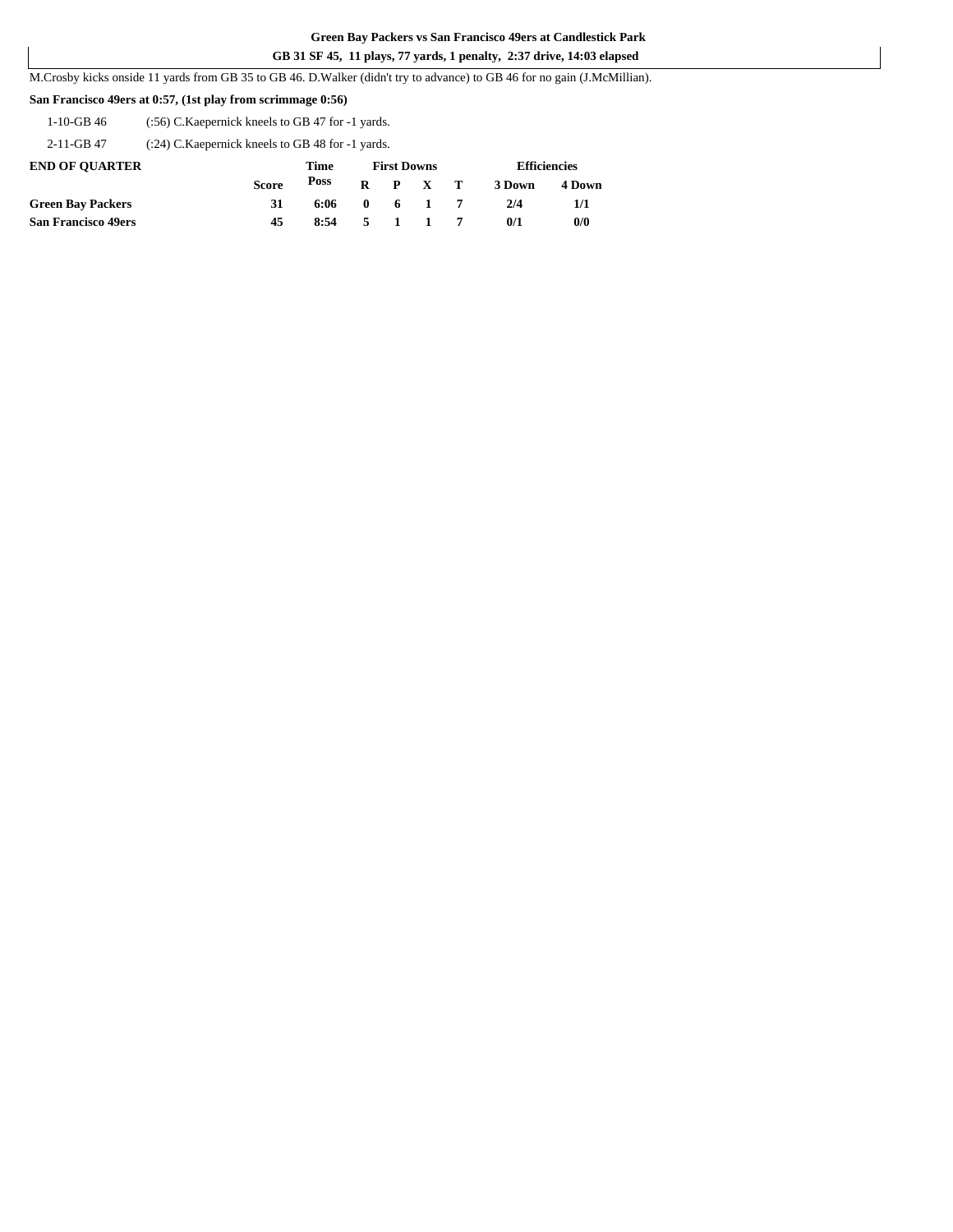**Green Bay Packers vs San Francisco 49ers at Candlestick Park**

**GB 31 SF 45, 11 plays, 77 yards, 1 penalty, 2:37 drive, 14:03 elapsed**

M.Crosby kicks onside 11 yards from GB 35 to GB 46. D.Walker (didn't try to advance) to GB 46 for no gain (J.McMillian).

**San Francisco 49ers at 0:57, (1st play from scrimmage 0:56)**

| | |
|---|---|
| 1-10-GB 46 | (:56) C.Kaepernick kneels to GB 47 for -1 yards. |
| 2-11-GB 47 | (:24) C.Kaepernick kneels to GB 48 for -1 yards. |

| END OF QUARTER | | Time | First Downs | | | | Efficiencies | |
|---|---|---|---|---|---|---|---|---|
| | Score | Poss | R | P | X | T | 3 Down | 4 Down |
| **Green Bay Packers** | **31** | **6:06** | **0** | **6** | **1** | **7** | **2/4** | **1/1** |
| **San Francisco 49ers** | **45** | **8:54** | **5** | **1** | **1** | **7** | **0/1** | **0/0** |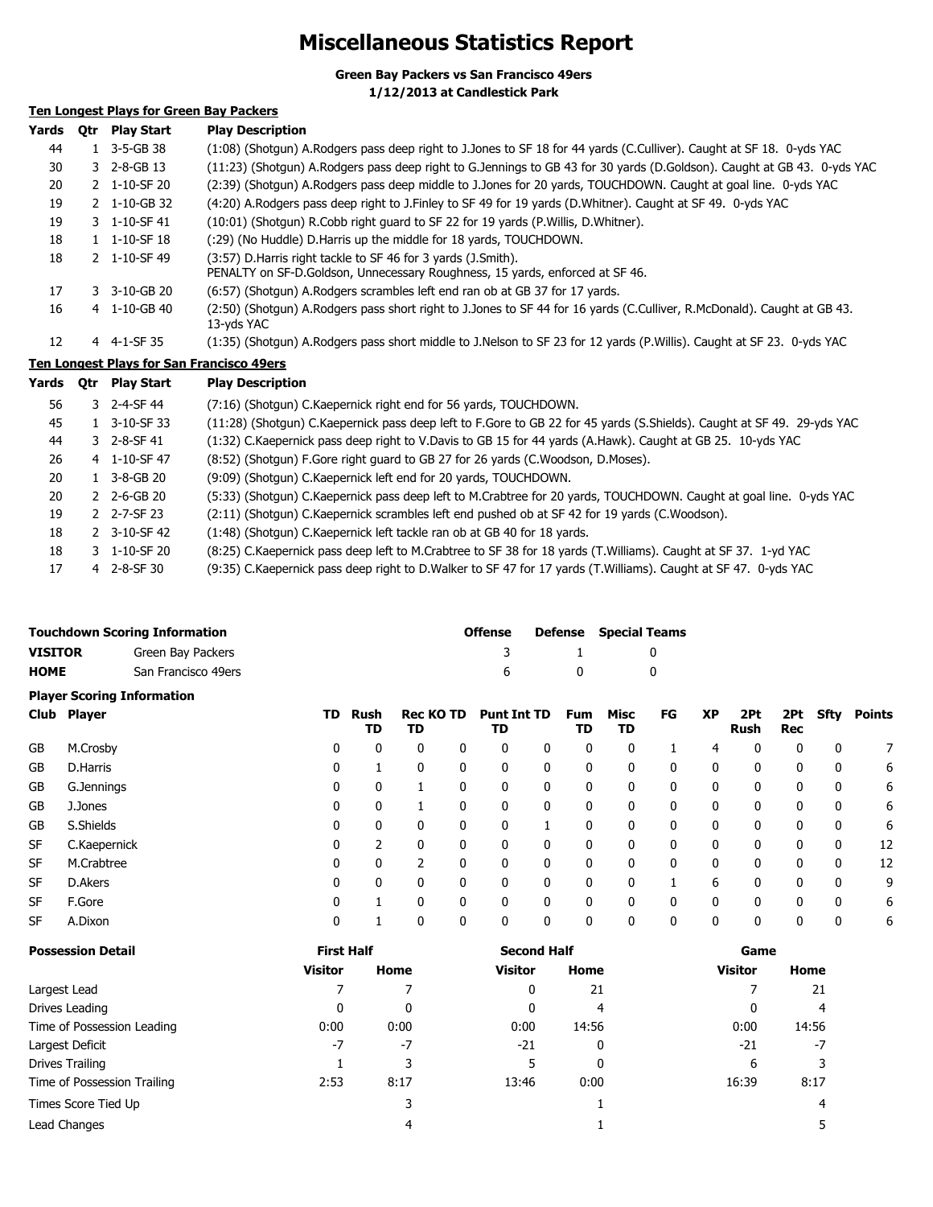# Miscellaneous Statistics Report

**Green Bay Packers vs San Francisco 49ers**
**1/12/2013 at Candlestick Park**

## Ten Longest Plays for Green Bay Packers

| Yards | Qtr | Play Start | Play Description |
|---|---|---|---|
| 44 | 1 | 3-5-GB 38 | (1:08) (Shotgun) A.Rodgers pass deep right to J.Jones to SF 18 for 44 yards (C.Culliver). Caught at SF 18. 0-yds YAC |
| 30 | 3 | 2-8-GB 13 | (11:23) (Shotgun) A.Rodgers pass deep right to G.Jennings to GB 43 for 30 yards (D.Goldson). Caught at GB 43. 0-yds YAC |
| 20 | 2 | 1-10-SF 20 | (2:39) (Shotgun) A.Rodgers pass deep middle to J.Jones for 20 yards, TOUCHDOWN. Caught at goal line. 0-yds YAC |
| 19 | 2 | 1-10-GB 32 | (4:20) A.Rodgers pass deep right to J.Finley to SF 49 for 19 yards (D.Whitner). Caught at SF 49. 0-yds YAC |
| 19 | 3 | 1-10-SF 41 | (10:01) (Shotgun) R.Cobb right guard to SF 22 for 19 yards (P.Willis, D.Whitner). |
| 18 | 1 | 1-10-SF 18 | (:29) (No Huddle) D.Harris up the middle for 18 yards, TOUCHDOWN. |
| 18 | 2 | 1-10-SF 49 | (3:57) D.Harris right tackle to SF 46 for 3 yards (J.Smith). PENALTY on SF-D.Goldson, Unnecessary Roughness, 15 yards, enforced at SF 46. |
| 17 | 3 | 3-10-GB 20 | (6:57) (Shotgun) A.Rodgers scrambles left end ran ob at GB 37 for 17 yards. |
| 16 | 4 | 1-10-GB 40 | (2:50) (Shotgun) A.Rodgers pass short right to J.Jones to SF 44 for 16 yards (C.Culliver, R.McDonald). Caught at GB 43. 13-yds YAC |
| 12 | 4 | 4-1-SF 35 | (1:35) (Shotgun) A.Rodgers pass short middle to J.Nelson to SF 23 for 12 yards (P.Willis). Caught at SF 23. 0-yds YAC |

## Ten Longest Plays for San Francisco 49ers

| Yards | Qtr | Play Start | Play Description |
|---|---|---|---|
| 56 | 3 | 2-4-SF 44 | (7:16) (Shotgun) C.Kaepernick right end for 56 yards, TOUCHDOWN. |
| 45 | 1 | 3-10-SF 33 | (11:28) (Shotgun) C.Kaepernick pass deep left to F.Gore to GB 22 for 45 yards (S.Shields). Caught at SF 49. 29-yds YAC |
| 44 | 3 | 2-8-SF 41 | (1:32) C.Kaepernick pass deep right to V.Davis to GB 15 for 44 yards (A.Hawk). Caught at GB 25. 10-yds YAC |
| 26 | 4 | 1-10-SF 47 | (8:52) (Shotgun) F.Gore right guard to GB 27 for 26 yards (C.Woodson, D.Moses). |
| 20 | 1 | 3-8-GB 20 | (9:09) (Shotgun) C.Kaepernick left end for 20 yards, TOUCHDOWN. |
| 20 | 2 | 2-6-GB 20 | (5:33) (Shotgun) C.Kaepernick pass deep left to M.Crabtree for 20 yards, TOUCHDOWN. Caught at goal line. 0-yds YAC |
| 19 | 2 | 2-7-SF 23 | (2:11) (Shotgun) C.Kaepernick scrambles left end pushed ob at SF 42 for 19 yards (C.Woodson). |
| 18 | 2 | 3-10-SF 42 | (1:48) (Shotgun) C.Kaepernick left tackle ran ob at GB 40 for 18 yards. |
| 18 | 3 | 1-10-SF 20 | (8:25) C.Kaepernick pass deep left to M.Crabtree to SF 38 for 18 yards (T.Williams). Caught at SF 37. 1-yd YAC |
| 17 | 4 | 2-8-SF 30 | (9:35) C.Kaepernick pass deep right to D.Walker to SF 47 for 17 yards (T.Williams). Caught at SF 47. 0-yds YAC |

## Touchdown Scoring Information

| | | Offense | Defense | Special Teams |
|---|---|---|---|---|
| **VISITOR** | Green Bay Packers | 3 | 1 | 0 |
| **HOME** | San Francisco 49ers | 6 | 0 | 0 |

## Player Scoring Information

| Club | Player | TD | Rush TD | Rec TD | KO TD | Punt TD | Int TD | Fum TD | Misc TD | FG | XP | 2Pt Rush | 2Pt Rec | Sfty | Points |
|---|---|---|---|---|---|---|---|---|---|---|---|---|---|---|---|
| GB | M.Crosby | 0 | 0 | 0 | 0 | 0 | 0 | 0 | 0 | 1 | 4 | 0 | 0 | 0 | 7 |
| GB | D.Harris | 0 | 1 | 0 | 0 | 0 | 0 | 0 | 0 | 0 | 0 | 0 | 0 | 0 | 6 |
| GB | G.Jennings | 0 | 0 | 1 | 0 | 0 | 0 | 0 | 0 | 0 | 0 | 0 | 0 | 0 | 6 |
| GB | J.Jones | 0 | 0 | 1 | 0 | 0 | 0 | 0 | 0 | 0 | 0 | 0 | 0 | 0 | 6 |
| GB | S.Shields | 0 | 0 | 0 | 0 | 0 | 1 | 0 | 0 | 0 | 0 | 0 | 0 | 0 | 6 |
| SF | C.Kaepernick | 0 | 2 | 0 | 0 | 0 | 0 | 0 | 0 | 0 | 0 | 0 | 0 | 0 | 12 |
| SF | M.Crabtree | 0 | 0 | 2 | 0 | 0 | 0 | 0 | 0 | 0 | 0 | 0 | 0 | 0 | 12 |
| SF | D.Akers | 0 | 0 | 0 | 0 | 0 | 0 | 0 | 0 | 1 | 6 | 0 | 0 | 0 | 9 |
| SF | F.Gore | 0 | 1 | 0 | 0 | 0 | 0 | 0 | 0 | 0 | 0 | 0 | 0 | 0 | 6 |
| SF | A.Dixon | 0 | 1 | 0 | 0 | 0 | 0 | 0 | 0 | 0 | 0 | 0 | 0 | 0 | 6 |

## Possession Detail

| | First Half | | Second Half | | Game | |
|---|---|---|---|---|---|---|
| | Visitor | Home | Visitor | Home | Visitor | Home |
| Largest Lead | 7 | 7 | 0 | 21 | 7 | 21 |
| Drives Leading | 0 | 0 | 0 | 4 | 0 | 4 |
| Time of Possession Leading | 0:00 | 0:00 | 0:00 | 14:56 | 0:00 | 14:56 |
| Largest Deficit | -7 | -7 | -21 | 0 | -21 | -7 |
| Drives Trailing | 1 | 3 | 5 | 0 | 6 | 3 |
| Time of Possession Trailing | 2:53 | 8:17 | 13:46 | 0:00 | 16:39 | 8:17 |
| Times Score Tied Up | | 3 | | 1 | | 4 |
| Lead Changes | | 4 | | 1 | | 5 |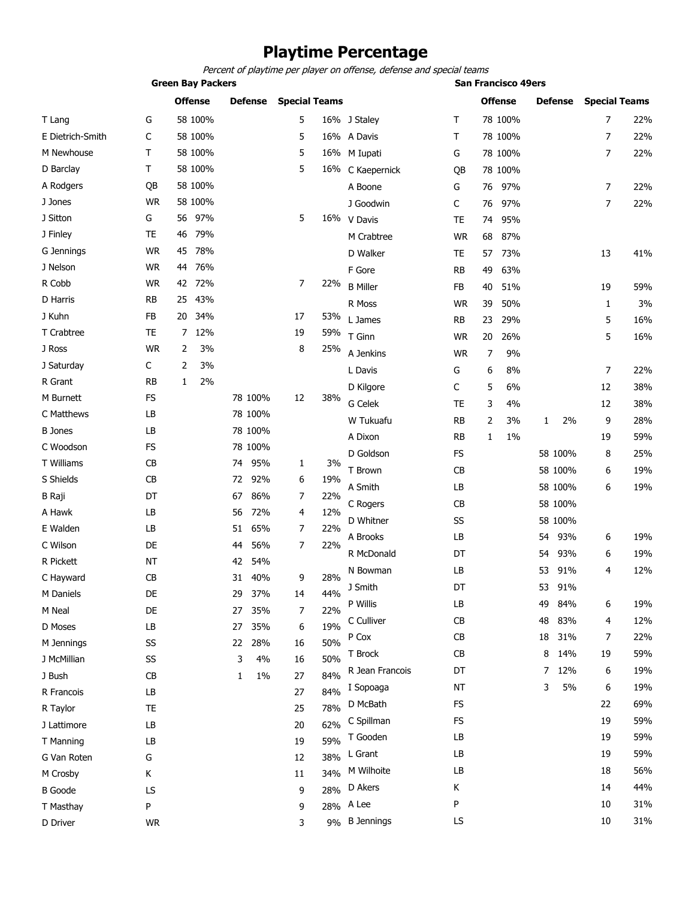# Playtime Percentage

*Percent of playtime per player on offense, defense and special teams*

## Green Bay Packers

| Player | Pos | Offense | | Defense | | Special Teams | |
|---|---|---|---|---|---|---|---|
| T Lang | G | 58 | 100% | | | 5 | 16% |
| E Dietrich-Smith | C | 58 | 100% | | | 5 | 16% |
| M Newhouse | T | 58 | 100% | | | 5 | 16% |
| D Barclay | T | 58 | 100% | | | 5 | 16% |
| A Rodgers | QB | 58 | 100% | | | | |
| J Jones | WR | 58 | 100% | | | | |
| J Sitton | G | 56 | 97% | | | 5 | 16% |
| J Finley | TE | 46 | 79% | | | | |
| G Jennings | WR | 45 | 78% | | | | |
| J Nelson | WR | 44 | 76% | | | | |
| R Cobb | WR | 42 | 72% | | | 7 | 22% |
| D Harris | RB | 25 | 43% | | | | |
| J Kuhn | FB | 20 | 34% | | | 17 | 53% |
| T Crabtree | TE | 7 | 12% | | | 19 | 59% |
| J Ross | WR | 2 | 3% | | | 8 | 25% |
| J Saturday | C | 2 | 3% | | | | |
| R Grant | RB | 1 | 2% | | | | |
| M Burnett | FS | | | 78 | 100% | 12 | 38% |
| C Matthews | LB | | | 78 | 100% | | |
| B Jones | LB | | | 78 | 100% | | |
| C Woodson | FS | | | 78 | 100% | | |
| T Williams | CB | | | 74 | 95% | 1 | 3% |
| S Shields | CB | | | 72 | 92% | 6 | 19% |
| B Raji | DT | | | 67 | 86% | 7 | 22% |
| A Hawk | LB | | | 56 | 72% | 4 | 12% |
| E Walden | LB | | | 51 | 65% | 7 | 22% |
| C Wilson | DE | | | 44 | 56% | 7 | 22% |
| R Pickett | NT | | | 42 | 54% | | |
| C Hayward | CB | | | 31 | 40% | 9 | 28% |
| M Daniels | DE | | | 29 | 37% | 14 | 44% |
| M Neal | DE | | | 27 | 35% | 7 | 22% |
| D Moses | LB | | | 27 | 35% | 6 | 19% |
| M Jennings | SS | | | 22 | 28% | 16 | 50% |
| J McMillian | SS | | | 3 | 4% | 16 | 50% |
| J Bush | CB | | | 1 | 1% | 27 | 84% |
| R Francois | LB | | | | | 27 | 84% |
| R Taylor | TE | | | | | 25 | 78% |
| J Lattimore | LB | | | | | 20 | 62% |
| T Manning | LB | | | | | 19 | 59% |
| G Van Roten | G | | | | | 12 | 38% |
| M Crosby | K | | | | | 11 | 34% |
| B Goode | LS | | | | | 9 | 28% |
| T Masthay | P | | | | | 9 | 28% |
| D Driver | WR | | | | | 3 | 9% |

## San Francisco 49ers

| Player | Pos | Offense | | Defense | | Special Teams | |
|---|---|---|---|---|---|---|---|
| J Staley | T | 78 | 100% | | | 7 | 22% |
| A Davis | T | 78 | 100% | | | 7 | 22% |
| M Iupati | G | 78 | 100% | | | 7 | 22% |
| C Kaepernick | QB | 78 | 100% | | | | |
| A Boone | G | 76 | 97% | | | 7 | 22% |
| J Goodwin | C | 76 | 97% | | | 7 | 22% |
| V Davis | TE | 74 | 95% | | | | |
| M Crabtree | WR | 68 | 87% | | | | |
| D Walker | TE | 57 | 73% | | | 13 | 41% |
| F Gore | RB | 49 | 63% | | | | |
| B Miller | FB | 40 | 51% | | | 19 | 59% |
| R Moss | WR | 39 | 50% | | | 1 | 3% |
| L James | RB | 23 | 29% | | | 5 | 16% |
| T Ginn | WR | 20 | 26% | | | 5 | 16% |
| A Jenkins | WR | 7 | 9% | | | | |
| L Davis | G | 6 | 8% | | | 7 | 22% |
| D Kilgore | C | 5 | 6% | | | 12 | 38% |
| G Celek | TE | 3 | 4% | | | 12 | 38% |
| W Tukuafu | RB | 2 | 3% | 1 | 2% | 9 | 28% |
| A Dixon | RB | 1 | 1% | | | 19 | 59% |
| D Goldson | FS | | | 58 | 100% | 8 | 25% |
| T Brown | CB | | | 58 | 100% | 6 | 19% |
| A Smith | LB | | | 58 | 100% | 6 | 19% |
| C Rogers | CB | | | 58 | 100% | | |
| D Whitner | SS | | | 58 | 100% | | |
| A Brooks | LB | | | 54 | 93% | 6 | 19% |
| R McDonald | DT | | | 54 | 93% | 6 | 19% |
| N Bowman | LB | | | 53 | 91% | 4 | 12% |
| J Smith | DT | | | 53 | 91% | | |
| P Willis | LB | | | 49 | 84% | 6 | 19% |
| C Culliver | CB | | | 48 | 83% | 4 | 12% |
| P Cox | CB | | | 18 | 31% | 7 | 22% |
| T Brock | CB | | | 8 | 14% | 19 | 59% |
| R Jean Francois | DT | | | 7 | 12% | 6 | 19% |
| I Sopoaga | NT | | | 3 | 5% | 6 | 19% |
| D McBath | FS | | | | | 22 | 69% |
| C Spillman | FS | | | | | 19 | 59% |
| T Gooden | LB | | | | | 19 | 59% |
| L Grant | LB | | | | | 19 | 59% |
| M Wilhoite | LB | | | | | 18 | 56% |
| D Akers | K | | | | | 14 | 44% |
| A Lee | P | | | | | 10 | 31% |
| B Jennings | LS | | | | | 10 | 31% |